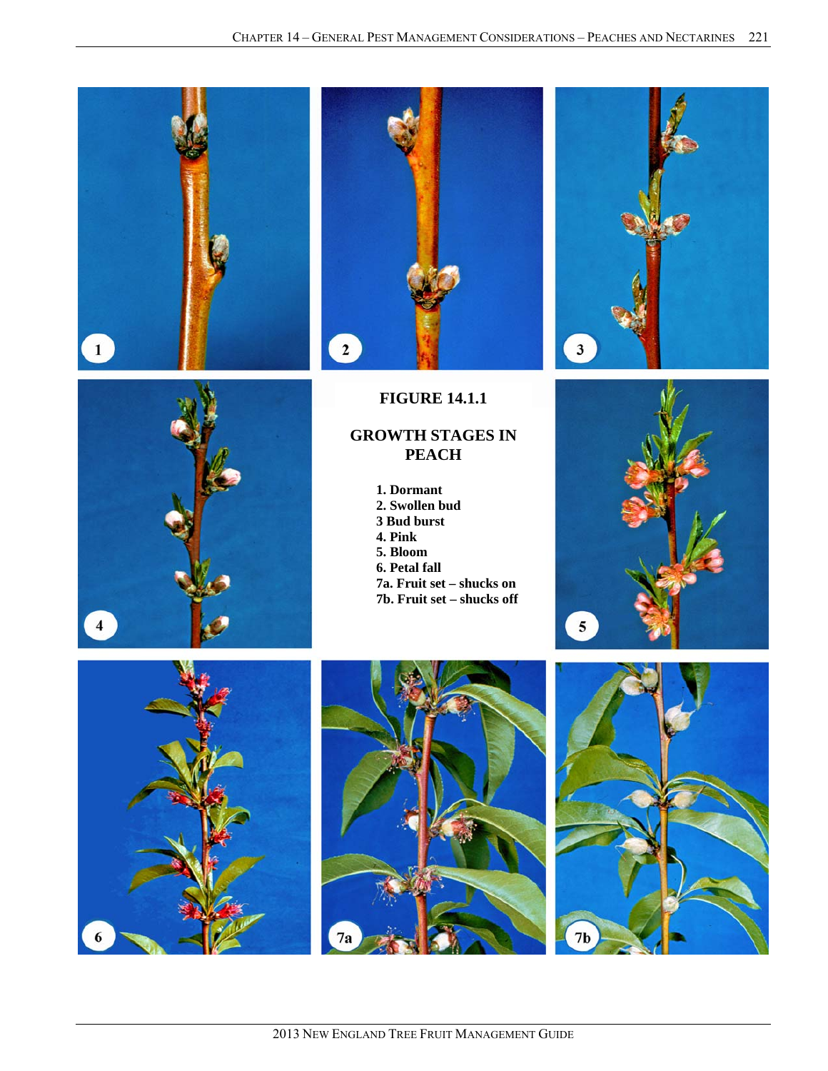**FIGURE 14.1.1**

**GROWTH STAGES IN PEACH**

1. Dormant
2. Swollen bud
3 Bud burst
4. Pink
5. Bloom
6. Petal fall
7a. Fruit set – shucks on
7b. Fruit set – shucks off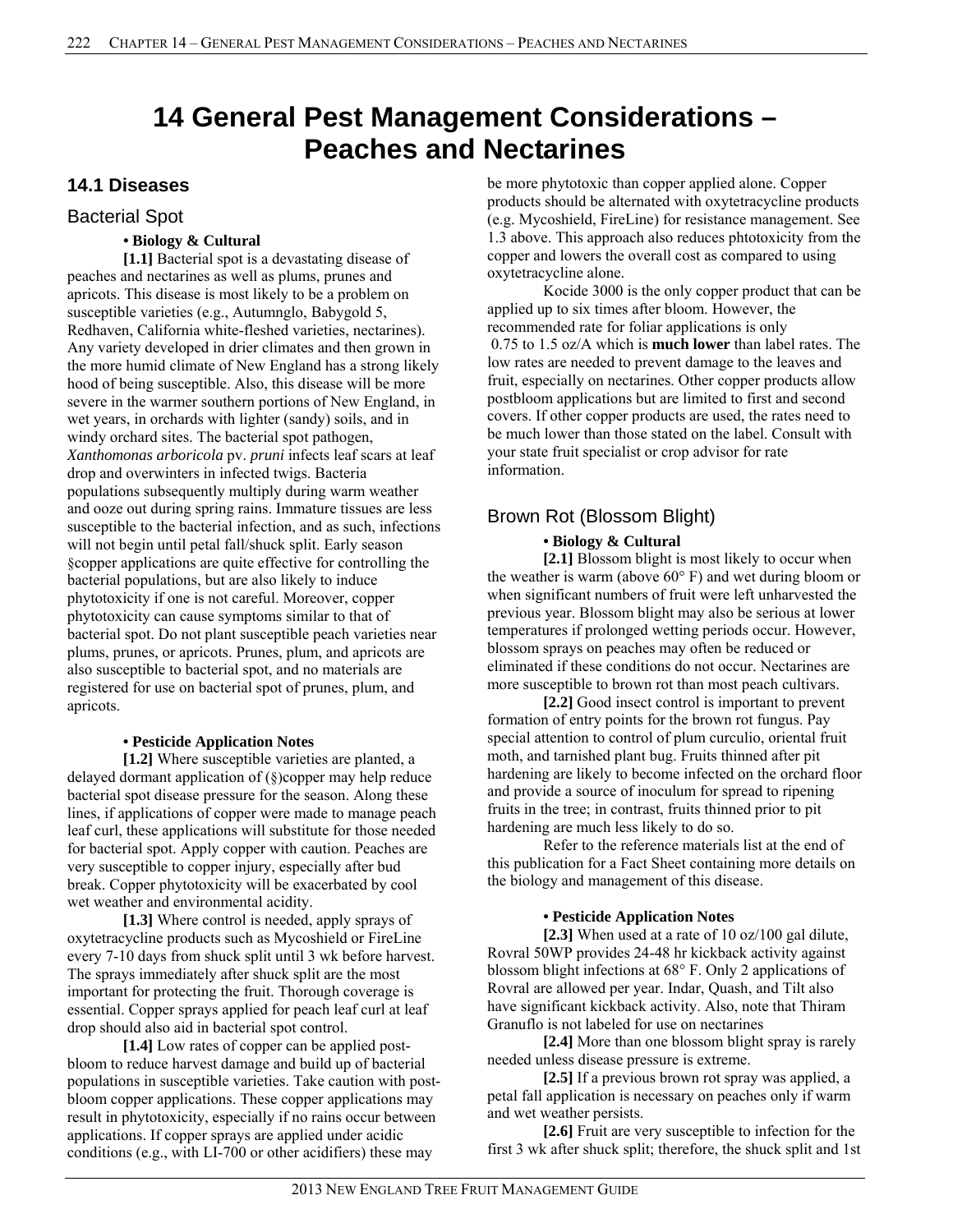# 14 General Pest Management Considerations – Peaches and Nectarines

## 14.1 Diseases

### Bacterial Spot

**• Biology & Cultural**

**[1.1]** Bacterial spot is a devastating disease of peaches and nectarines as well as plums, prunes and apricots. This disease is most likely to be a problem on susceptible varieties (e.g., Autumnglo, Babygold 5, Redhaven, California white-fleshed varieties, nectarines). Any variety developed in drier climates and then grown in the more humid climate of New England has a strong likely hood of being susceptible. Also, this disease will be more severe in the warmer southern portions of New England, in wet years, in orchards with lighter (sandy) soils, and in windy orchard sites. The bacterial spot pathogen, *Xanthomonas arboricola* pv. *pruni* infects leaf scars at leaf drop and overwinters in infected twigs. Bacteria populations subsequently multiply during warm weather and ooze out during spring rains. Immature tissues are less susceptible to the bacterial infection, and as such, infections will not begin until petal fall/shuck split. Early season §copper applications are quite effective for controlling the bacterial populations, but are also likely to induce phytotoxicity if one is not careful. Moreover, copper phytotoxicity can cause symptoms similar to that of bacterial spot. Do not plant susceptible peach varieties near plums, prunes, or apricots. Prunes, plum, and apricots are also susceptible to bacterial spot, and no materials are registered for use on bacterial spot of prunes, plum, and apricots.

**• Pesticide Application Notes**

**[1.2]** Where susceptible varieties are planted, a delayed dormant application of (§)copper may help reduce bacterial spot disease pressure for the season. Along these lines, if applications of copper were made to manage peach leaf curl, these applications will substitute for those needed for bacterial spot. Apply copper with caution. Peaches are very susceptible to copper injury, especially after bud break. Copper phytotoxicity will be exacerbated by cool wet weather and environmental acidity.

**[1.3]** Where control is needed, apply sprays of oxytetracycline products such as Mycoshield or FireLine every 7-10 days from shuck split until 3 wk before harvest. The sprays immediately after shuck split are the most important for protecting the fruit. Thorough coverage is essential. Copper sprays applied for peach leaf curl at leaf drop should also aid in bacterial spot control.

**[1.4]** Low rates of copper can be applied post-bloom to reduce harvest damage and build up of bacterial populations in susceptible varieties. Take caution with post-bloom copper applications. These copper applications may result in phytotoxicity, especially if no rains occur between applications. If copper sprays are applied under acidic conditions (e.g., with LI-700 or other acidifiers) these may be more phytotoxic than copper applied alone. Copper products should be alternated with oxytetracycline products (e.g. Mycoshield, FireLine) for resistance management. See 1.3 above. This approach also reduces phtotoxicity from the copper and lowers the overall cost as compared to using oxytetracycline alone.

Kocide 3000 is the only copper product that can be applied up to six times after bloom. However, the recommended rate for foliar applications is only 0.75 to 1.5 oz/A which is **much lower** than label rates. The low rates are needed to prevent damage to the leaves and fruit, especially on nectarines. Other copper products allow postbloom applications but are limited to first and second covers. If other copper products are used, the rates need to be much lower than those stated on the label. Consult with your state fruit specialist or crop advisor for rate information.

### Brown Rot (Blossom Blight)

**• Biology & Cultural**

**[2.1]** Blossom blight is most likely to occur when the weather is warm (above 60° F) and wet during bloom or when significant numbers of fruit were left unharvested the previous year. Blossom blight may also be serious at lower temperatures if prolonged wetting periods occur. However, blossom sprays on peaches may often be reduced or eliminated if these conditions do not occur. Nectarines are more susceptible to brown rot than most peach cultivars.

**[2.2]** Good insect control is important to prevent formation of entry points for the brown rot fungus. Pay special attention to control of plum curculio, oriental fruit moth, and tarnished plant bug. Fruits thinned after pit hardening are likely to become infected on the orchard floor and provide a source of inoculum for spread to ripening fruits in the tree; in contrast, fruits thinned prior to pit hardening are much less likely to do so.

Refer to the reference materials list at the end of this publication for a Fact Sheet containing more details on the biology and management of this disease.

**• Pesticide Application Notes**

**[2.3]** When used at a rate of 10 oz/100 gal dilute, Rovral 50WP provides 24-48 hr kickback activity against blossom blight infections at 68° F. Only 2 applications of Rovral are allowed per year. Indar, Quash, and Tilt also have significant kickback activity. Also, note that Thiram Granuflo is not labeled for use on nectarines

**[2.4]** More than one blossom blight spray is rarely needed unless disease pressure is extreme.

**[2.5]** If a previous brown rot spray was applied, a petal fall application is necessary on peaches only if warm and wet weather persists.

**[2.6]** Fruit are very susceptible to infection for the first 3 wk after shuck split; therefore, the shuck split and 1st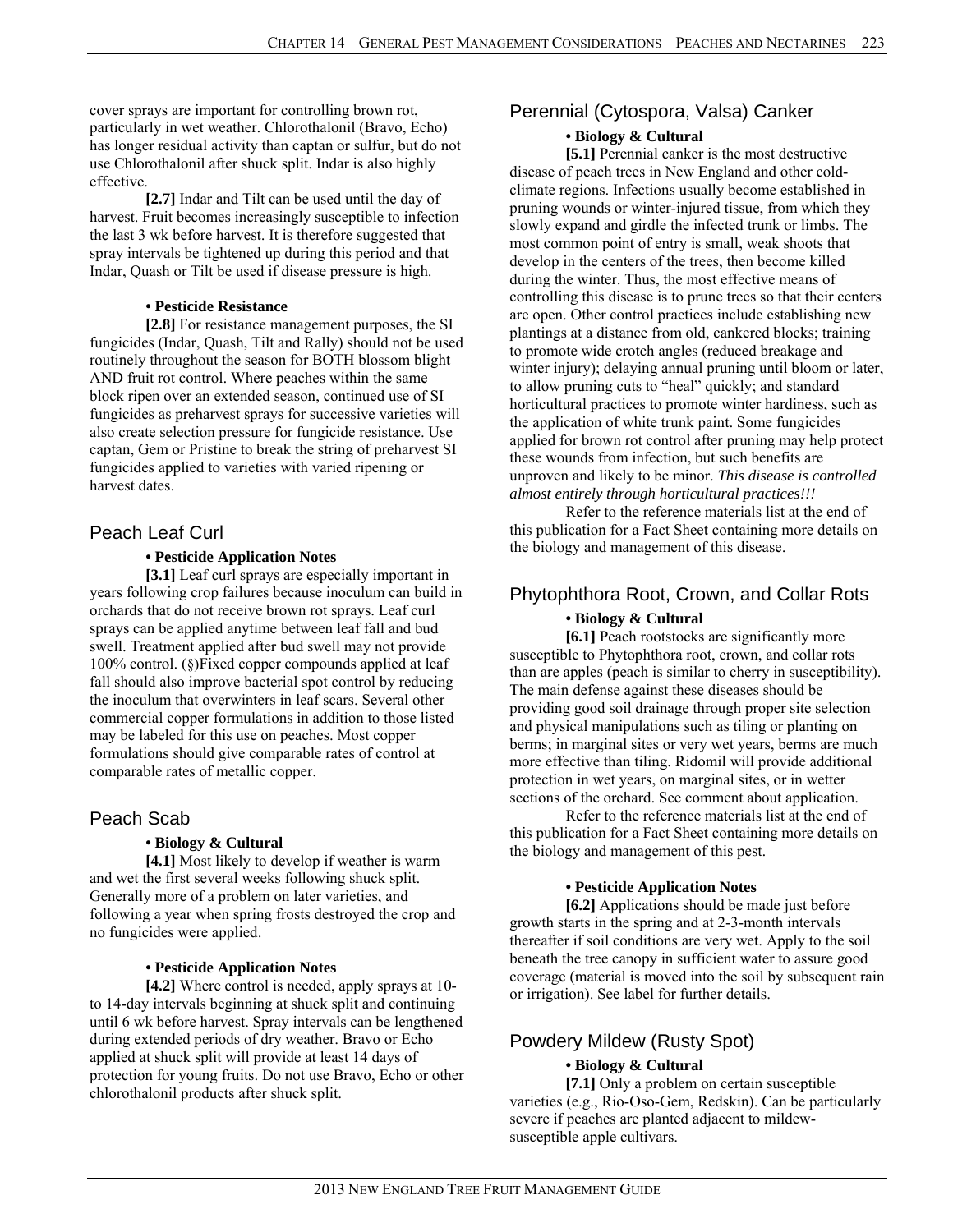cover sprays are important for controlling brown rot, particularly in wet weather. Chlorothalonil (Bravo, Echo) has longer residual activity than captan or sulfur, but do not use Chlorothalonil after shuck split. Indar is also highly effective.

**[2.7]** Indar and Tilt can be used until the day of harvest. Fruit becomes increasingly susceptible to infection the last 3 wk before harvest. It is therefore suggested that spray intervals be tightened up during this period and that Indar, Quash or Tilt be used if disease pressure is high.

**• Pesticide Resistance**

**[2.8]** For resistance management purposes, the SI fungicides (Indar, Quash, Tilt and Rally) should not be used routinely throughout the season for BOTH blossom blight AND fruit rot control. Where peaches within the same block ripen over an extended season, continued use of SI fungicides as preharvest sprays for successive varieties will also create selection pressure for fungicide resistance. Use captan, Gem or Pristine to break the string of preharvest SI fungicides applied to varieties with varied ripening or harvest dates.

## Peach Leaf Curl

**• Pesticide Application Notes**

**[3.1]** Leaf curl sprays are especially important in years following crop failures because inoculum can build in orchards that do not receive brown rot sprays. Leaf curl sprays can be applied anytime between leaf fall and bud swell. Treatment applied after bud swell may not provide 100% control. (§)Fixed copper compounds applied at leaf fall should also improve bacterial spot control by reducing the inoculum that overwinters in leaf scars. Several other commercial copper formulations in addition to those listed may be labeled for this use on peaches. Most copper formulations should give comparable rates of control at comparable rates of metallic copper.

## Peach Scab

**• Biology & Cultural**

**[4.1]** Most likely to develop if weather is warm and wet the first several weeks following shuck split. Generally more of a problem on later varieties, and following a year when spring frosts destroyed the crop and no fungicides were applied.

**• Pesticide Application Notes**

**[4.2]** Where control is needed, apply sprays at 10- to 14-day intervals beginning at shuck split and continuing until 6 wk before harvest. Spray intervals can be lengthened during extended periods of dry weather. Bravo or Echo applied at shuck split will provide at least 14 days of protection for young fruits. Do not use Bravo, Echo or other chlorothalonil products after shuck split.

## Perennial (Cytospora, Valsa) Canker

**• Biology & Cultural**

**[5.1]** Perennial canker is the most destructive disease of peach trees in New England and other cold-climate regions. Infections usually become established in pruning wounds or winter-injured tissue, from which they slowly expand and girdle the infected trunk or limbs. The most common point of entry is small, weak shoots that develop in the centers of the trees, then become killed during the winter. Thus, the most effective means of controlling this disease is to prune trees so that their centers are open. Other control practices include establishing new plantings at a distance from old, cankered blocks; training to promote wide crotch angles (reduced breakage and winter injury); delaying annual pruning until bloom or later, to allow pruning cuts to "heal" quickly; and standard horticultural practices to promote winter hardiness, such as the application of white trunk paint. Some fungicides applied for brown rot control after pruning may help protect these wounds from infection, but such benefits are unproven and likely to be minor. *This disease is controlled almost entirely through horticultural practices!!!*

Refer to the reference materials list at the end of this publication for a Fact Sheet containing more details on the biology and management of this disease.

## Phytophthora Root, Crown, and Collar Rots

**• Biology & Cultural**

**[6.1]** Peach rootstocks are significantly more susceptible to Phytophthora root, crown, and collar rots than are apples (peach is similar to cherry in susceptibility). The main defense against these diseases should be providing good soil drainage through proper site selection and physical manipulations such as tiling or planting on berms; in marginal sites or very wet years, berms are much more effective than tiling. Ridomil will provide additional protection in wet years, on marginal sites, or in wetter sections of the orchard. See comment about application.

Refer to the reference materials list at the end of this publication for a Fact Sheet containing more details on the biology and management of this pest.

**• Pesticide Application Notes**

**[6.2]** Applications should be made just before growth starts in the spring and at 2-3-month intervals thereafter if soil conditions are very wet. Apply to the soil beneath the tree canopy in sufficient water to assure good coverage (material is moved into the soil by subsequent rain or irrigation). See label for further details.

## Powdery Mildew (Rusty Spot)

**• Biology & Cultural**

**[7.1]** Only a problem on certain susceptible varieties (e.g., Rio-Oso-Gem, Redskin). Can be particularly severe if peaches are planted adjacent to mildew-susceptible apple cultivars.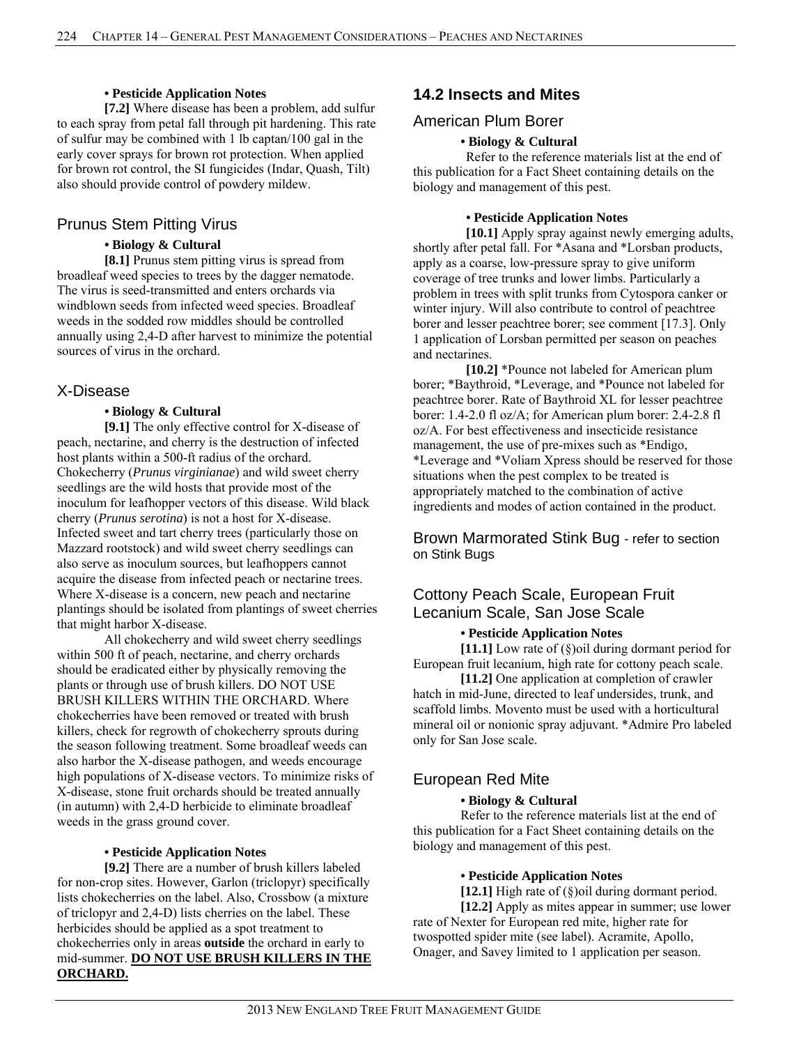**• Pesticide Application Notes**

**[7.2]** Where disease has been a problem, add sulfur to each spray from petal fall through pit hardening. This rate of sulfur may be combined with 1 lb captan/100 gal in the early cover sprays for brown rot protection. When applied for brown rot control, the SI fungicides (Indar, Quash, Tilt) also should provide control of powdery mildew.

### Prunus Stem Pitting Virus

**• Biology & Cultural**

**[8.1]** Prunus stem pitting virus is spread from broadleaf weed species to trees by the dagger nematode. The virus is seed-transmitted and enters orchards via windblown seeds from infected weed species. Broadleaf weeds in the sodded row middles should be controlled annually using 2,4-D after harvest to minimize the potential sources of virus in the orchard.

### X-Disease

**• Biology & Cultural**

**[9.1]** The only effective control for X-disease of peach, nectarine, and cherry is the destruction of infected host plants within a 500-ft radius of the orchard. Chokecherry (*Prunus virginianae*) and wild sweet cherry seedlings are the wild hosts that provide most of the inoculum for leafhopper vectors of this disease. Wild black cherry (*Prunus serotina*) is not a host for X-disease. Infected sweet and tart cherry trees (particularly those on Mazzard rootstock) and wild sweet cherry seedlings can also serve as inoculum sources, but leafhoppers cannot acquire the disease from infected peach or nectarine trees. Where X-disease is a concern, new peach and nectarine plantings should be isolated from plantings of sweet cherries that might harbor X-disease.

All chokecherry and wild sweet cherry seedlings within 500 ft of peach, nectarine, and cherry orchards should be eradicated either by physically removing the plants or through use of brush killers. DO NOT USE BRUSH KILLERS WITHIN THE ORCHARD. Where chokecherries have been removed or treated with brush killers, check for regrowth of chokecherry sprouts during the season following treatment. Some broadleaf weeds can also harbor the X-disease pathogen, and weeds encourage high populations of X-disease vectors. To minimize risks of X-disease, stone fruit orchards should be treated annually (in autumn) with 2,4-D herbicide to eliminate broadleaf weeds in the grass ground cover.

**• Pesticide Application Notes**

**[9.2]** There are a number of brush killers labeled for non-crop sites. However, Garlon (triclopyr) specifically lists chokecherries on the label. Also, Crossbow (a mixture of triclopyr and 2,4-D) lists cherries on the label. These herbicides should be applied as a spot treatment to chokecherries only in areas **outside** the orchard in early to mid-summer. **<u>DO NOT USE BRUSH KILLERS IN THE ORCHARD.</u>**

## 14.2 Insects and Mites

### American Plum Borer

**• Biology & Cultural**

Refer to the reference materials list at the end of this publication for a Fact Sheet containing details on the biology and management of this pest.

**• Pesticide Application Notes**

**[10.1]** Apply spray against newly emerging adults, shortly after petal fall. For *Asana and *Lorsban products, apply as a coarse, low-pressure spray to give uniform coverage of tree trunks and lower limbs. Particularly a problem in trees with split trunks from Cytospora canker or winter injury. Will also contribute to control of peachtree borer and lesser peachtree borer; see comment [17.3]. Only 1 application of Lorsban permitted per season on peaches and nectarines.

**[10.2]** *Pounce not labeled for American plum borer; *Baythroid, *Leverage, and *Pounce not labeled for peachtree borer. Rate of Baythroid XL for lesser peachtree borer: 1.4-2.0 fl oz/A; for American plum borer: 2.4-2.8 fl oz/A. For best effectiveness and insecticide resistance management, the use of pre-mixes such as *Endigo, *Leverage and *Voliam Xpress should be reserved for those situations when the pest complex to be treated is appropriately matched to the combination of active ingredients and modes of action contained in the product.

### Brown Marmorated Stink Bug - refer to section on Stink Bugs

### Cottony Peach Scale, European Fruit Lecanium Scale, San Jose Scale

**• Pesticide Application Notes**

**[11.1]** Low rate of (§)oil during dormant period for European fruit lecanium, high rate for cottony peach scale.

**[11.2]** One application at completion of crawler hatch in mid-June, directed to leaf undersides, trunk, and scaffold limbs. Movento must be used with a horticultural mineral oil or nonionic spray adjuvant. *Admire Pro labeled only for San Jose scale.

### European Red Mite

**• Biology & Cultural**

Refer to the reference materials list at the end of this publication for a Fact Sheet containing details on the biology and management of this pest.

**• Pesticide Application Notes**

**[12.1]** High rate of (§)oil during dormant period.

**[12.2]** Apply as mites appear in summer; use lower rate of Nexter for European red mite, higher rate for twospotted spider mite (see label). Acramite, Apollo, Onager, and Savey limited to 1 application per season.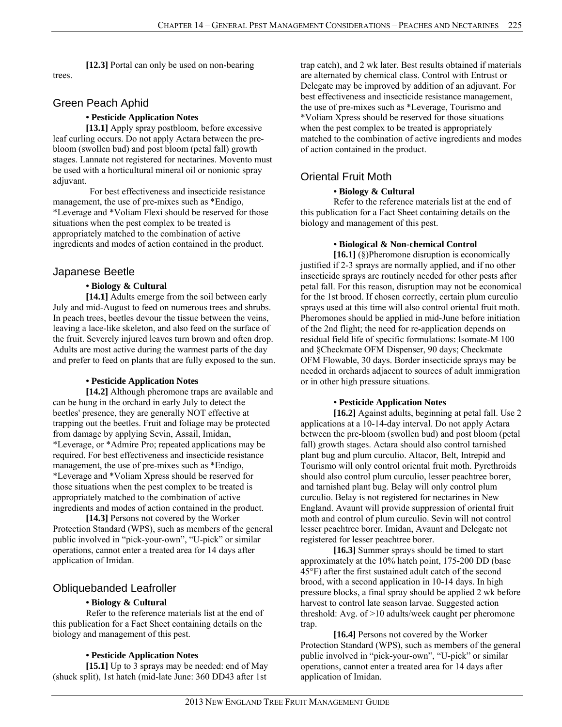**[12.3]** Portal can only be used on non-bearing trees.

## Green Peach Aphid

**• Pesticide Application Notes**

**[13.1]** Apply spray postbloom, before excessive leaf curling occurs. Do not apply Actara between the pre-bloom (swollen bud) and post bloom (petal fall) growth stages. Lannate not registered for nectarines. Movento must be used with a horticultural mineral oil or nonionic spray adjuvant.

For best effectiveness and insecticide resistance management, the use of pre-mixes such as *Endigo, *Leverage and *Voliam Flexi should be reserved for those situations when the pest complex to be treated is appropriately matched to the combination of active ingredients and modes of action contained in the product.

## Japanese Beetle

**• Biology & Cultural**

**[14.1]** Adults emerge from the soil between early July and mid-August to feed on numerous trees and shrubs. In peach trees, beetles devour the tissue between the veins, leaving a lace-like skeleton, and also feed on the surface of the fruit. Severely injured leaves turn brown and often drop. Adults are most active during the warmest parts of the day and prefer to feed on plants that are fully exposed to the sun.

**• Pesticide Application Notes**

**[14.2]** Although pheromone traps are available and can be hung in the orchard in early July to detect the beetles' presence, they are generally NOT effective at trapping out the beetles. Fruit and foliage may be protected from damage by applying Sevin, Assail, Imidan, *Leverage, or *Admire Pro; repeated applications may be required. For best effectiveness and insecticide resistance management, the use of pre-mixes such as *Endigo, *Leverage and *Voliam Xpress should be reserved for those situations when the pest complex to be treated is appropriately matched to the combination of active ingredients and modes of action contained in the product.

**[14.3]** Persons not covered by the Worker Protection Standard (WPS), such as members of the general public involved in "pick-your-own", "U-pick" or similar operations, cannot enter a treated area for 14 days after application of Imidan.

## Obliquebanded Leafroller

**• Biology & Cultural**

Refer to the reference materials list at the end of this publication for a Fact Sheet containing details on the biology and management of this pest.

**• Pesticide Application Notes**

**[15.1]** Up to 3 sprays may be needed: end of May (shuck split), 1st hatch (mid-late June: 360 DD43 after 1st trap catch), and 2 wk later. Best results obtained if materials are alternated by chemical class. Control with Entrust or Delegate may be improved by addition of an adjuvant. For best effectiveness and insecticide resistance management, the use of pre-mixes such as *Leverage, Tourismo and *Voliam Xpress should be reserved for those situations when the pest complex to be treated is appropriately matched to the combination of active ingredients and modes of action contained in the product.

## Oriental Fruit Moth

**• Biology & Cultural**

Refer to the reference materials list at the end of this publication for a Fact Sheet containing details on the biology and management of this pest.

**• Biological & Non-chemical Control**

**[16.1]** (§)Pheromone disruption is economically justified if 2-3 sprays are normally applied, and if no other insecticide sprays are routinely needed for other pests after petal fall. For this reason, disruption may not be economical for the 1st brood. If chosen correctly, certain plum curculio sprays used at this time will also control oriental fruit moth. Pheromones should be applied in mid-June before initiation of the 2nd flight; the need for re-application depends on residual field life of specific formulations: Isomate-M 100 and §Checkmate OFM Dispenser, 90 days; Checkmate OFM Flowable, 30 days. Border insecticide sprays may be needed in orchards adjacent to sources of adult immigration or in other high pressure situations.

**• Pesticide Application Notes**

**[16.2]** Against adults, beginning at petal fall. Use 2 applications at a 10-14-day interval. Do not apply Actara between the pre-bloom (swollen bud) and post bloom (petal fall) growth stages. Actara should also control tarnished plant bug and plum curculio. Altacor, Belt, Intrepid and Tourismo will only control oriental fruit moth. Pyrethroids should also control plum curculio, lesser peachtree borer, and tarnished plant bug. Belay will only control plum curculio. Belay is not registered for nectarines in New England. Avaunt will provide suppression of oriental fruit moth and control of plum curculio. Sevin will not control lesser peachtree borer. Imidan, Avaunt and Delegate not registered for lesser peachtree borer.

**[16.3]** Summer sprays should be timed to start approximately at the 10% hatch point, 175-200 DD (base 45°F) after the first sustained adult catch of the second brood, with a second application in 10-14 days. In high pressure blocks, a final spray should be applied 2 wk before harvest to control late season larvae. Suggested action threshold: Avg. of >10 adults/week caught per pheromone trap.

**[16.4]** Persons not covered by the Worker Protection Standard (WPS), such as members of the general public involved in "pick-your-own", "U-pick" or similar operations, cannot enter a treated area for 14 days after application of Imidan.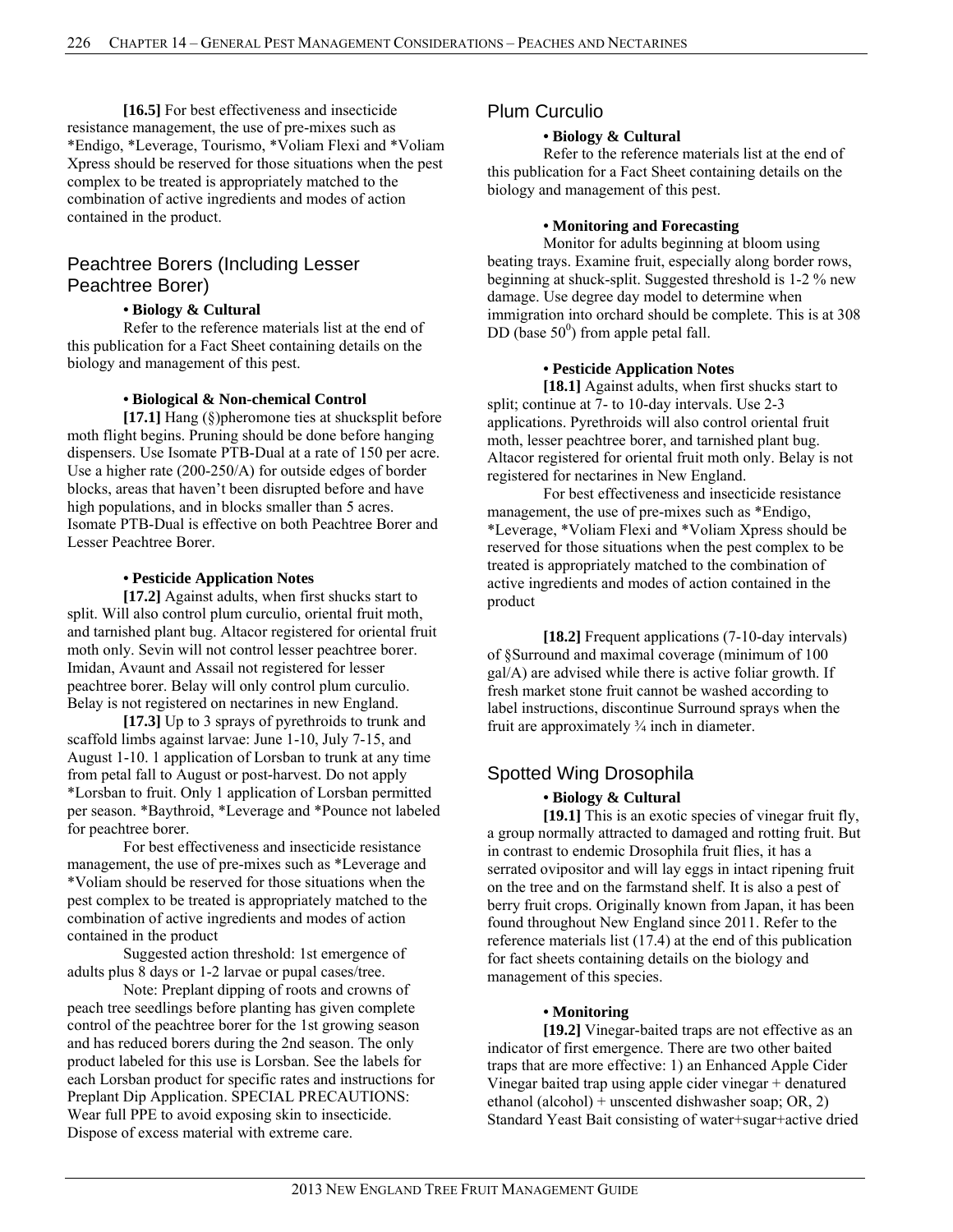**[16.5]** For best effectiveness and insecticide resistance management, the use of pre-mixes such as *Endigo, *Leverage, Tourismo, *Voliam Flexi and *Voliam Xpress should be reserved for those situations when the pest complex to be treated is appropriately matched to the combination of active ingredients and modes of action contained in the product.

## Peachtree Borers (Including Lesser Peachtree Borer)

**• Biology & Cultural**

Refer to the reference materials list at the end of this publication for a Fact Sheet containing details on the biology and management of this pest.

**• Biological & Non-chemical Control**

**[17.1]** Hang (§)pheromone ties at shucksplit before moth flight begins. Pruning should be done before hanging dispensers. Use Isomate PTB-Dual at a rate of 150 per acre. Use a higher rate (200-250/A) for outside edges of border blocks, areas that haven't been disrupted before and have high populations, and in blocks smaller than 5 acres. Isomate PTB-Dual is effective on both Peachtree Borer and Lesser Peachtree Borer.

**• Pesticide Application Notes**

**[17.2]** Against adults, when first shucks start to split. Will also control plum curculio, oriental fruit moth, and tarnished plant bug. Altacor registered for oriental fruit moth only. Sevin will not control lesser peachtree borer. Imidan, Avaunt and Assail not registered for lesser peachtree borer. Belay will only control plum curculio. Belay is not registered on nectarines in new England.

**[17.3]** Up to 3 sprays of pyrethroids to trunk and scaffold limbs against larvae: June 1-10, July 7-15, and August 1-10. 1 application of Lorsban to trunk at any time from petal fall to August or post-harvest. Do not apply *Lorsban to fruit. Only 1 application of Lorsban permitted per season. *Baythroid, *Leverage and *Pounce not labeled for peachtree borer.

For best effectiveness and insecticide resistance management, the use of pre-mixes such as *Leverage and *Voliam should be reserved for those situations when the pest complex to be treated is appropriately matched to the combination of active ingredients and modes of action contained in the product

Suggested action threshold: 1st emergence of adults plus 8 days or 1-2 larvae or pupal cases/tree.

Note: Preplant dipping of roots and crowns of peach tree seedlings before planting has given complete control of the peachtree borer for the 1st growing season and has reduced borers during the 2nd season. The only product labeled for this use is Lorsban. See the labels for each Lorsban product for specific rates and instructions for Preplant Dip Application. SPECIAL PRECAUTIONS: Wear full PPE to avoid exposing skin to insecticide. Dispose of excess material with extreme care.

## Plum Curculio

**• Biology & Cultural**

Refer to the reference materials list at the end of this publication for a Fact Sheet containing details on the biology and management of this pest.

**• Monitoring and Forecasting**

Monitor for adults beginning at bloom using beating trays. Examine fruit, especially along border rows, beginning at shuck-split. Suggested threshold is 1-2 % new damage. Use degree day model to determine when immigration into orchard should be complete. This is at 308 DD (base $50^0$) from apple petal fall.

**• Pesticide Application Notes**

**[18.1]** Against adults, when first shucks start to split; continue at 7- to 10-day intervals. Use 2-3 applications. Pyrethroids will also control oriental fruit moth, lesser peachtree borer, and tarnished plant bug. Altacor registered for oriental fruit moth only. Belay is not registered for nectarines in New England.

For best effectiveness and insecticide resistance management, the use of pre-mixes such as *Endigo, *Leverage, *Voliam Flexi and *Voliam Xpress should be reserved for those situations when the pest complex to be treated is appropriately matched to the combination of active ingredients and modes of action contained in the product

**[18.2]** Frequent applications (7-10-day intervals) of §Surround and maximal coverage (minimum of 100 gal/A) are advised while there is active foliar growth. If fresh market stone fruit cannot be washed according to label instructions, discontinue Surround sprays when the fruit are approximately ¾ inch in diameter.

## Spotted Wing Drosophila

**• Biology & Cultural**

**[19.1]** This is an exotic species of vinegar fruit fly, a group normally attracted to damaged and rotting fruit. But in contrast to endemic Drosophila fruit flies, it has a serrated ovipositor and will lay eggs in intact ripening fruit on the tree and on the farmstand shelf. It is also a pest of berry fruit crops. Originally known from Japan, it has been found throughout New England since 2011. Refer to the reference materials list (17.4) at the end of this publication for fact sheets containing details on the biology and management of this species.

**• Monitoring**

**[19.2]** Vinegar-baited traps are not effective as an indicator of first emergence. There are two other baited traps that are more effective: 1) an Enhanced Apple Cider Vinegar baited trap using apple cider vinegar + denatured ethanol (alcohol) + unscented dishwasher soap; OR, 2) Standard Yeast Bait consisting of water+sugar+active dried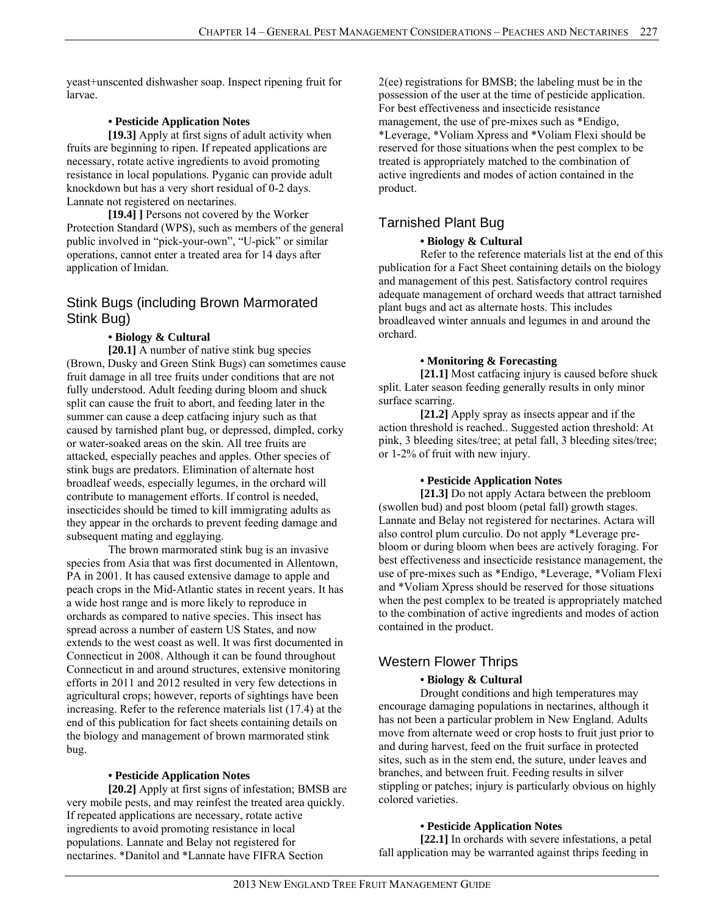yeast+unscented dishwasher soap. Inspect ripening fruit for larvae.

**• Pesticide Application Notes**

**[19.3]** Apply at first signs of adult activity when fruits are beginning to ripen. If repeated applications are necessary, rotate active ingredients to avoid promoting resistance in local populations. Pyganic can provide adult knockdown but has a very short residual of 0-2 days. Lannate not registered on nectarines.

**[19.4] ]** Persons not covered by the Worker Protection Standard (WPS), such as members of the general public involved in "pick-your-own", "U-pick" or similar operations, cannot enter a treated area for 14 days after application of Imidan.

## Stink Bugs (including Brown Marmorated Stink Bug)

**• Biology & Cultural**

**[20.1]** A number of native stink bug species (Brown, Dusky and Green Stink Bugs) can sometimes cause fruit damage in all tree fruits under conditions that are not fully understood. Adult feeding during bloom and shuck split can cause the fruit to abort, and feeding later in the summer can cause a deep catfacing injury such as that caused by tarnished plant bug, or depressed, dimpled, corky or water-soaked areas on the skin. All tree fruits are attacked, especially peaches and apples. Other species of stink bugs are predators. Elimination of alternate host broadleaf weeds, especially legumes, in the orchard will contribute to management efforts. If control is needed, insecticides should be timed to kill immigrating adults as they appear in the orchards to prevent feeding damage and subsequent mating and egglaying.

The brown marmorated stink bug is an invasive species from Asia that was first documented in Allentown, PA in 2001. It has caused extensive damage to apple and peach crops in the Mid-Atlantic states in recent years. It has a wide host range and is more likely to reproduce in orchards as compared to native species. This insect has spread across a number of eastern US States, and now extends to the west coast as well. It was first documented in Connecticut in 2008. Although it can be found throughout Connecticut in and around structures, extensive monitoring efforts in 2011 and 2012 resulted in very few detections in agricultural crops; however, reports of sightings have been increasing. Refer to the reference materials list (17.4) at the end of this publication for fact sheets containing details on the biology and management of brown marmorated stink bug.

**• Pesticide Application Notes**

**[20.2]** Apply at first signs of infestation; BMSB are very mobile pests, and may reinfest the treated area quickly. If repeated applications are necessary, rotate active ingredients to avoid promoting resistance in local populations. Lannate and Belay not registered for nectarines. *Danitol and *Lannate have FIFRA Section 2(ee) registrations for BMSB; the labeling must be in the possession of the user at the time of pesticide application. For best effectiveness and insecticide resistance management, the use of pre-mixes such as *Endigo, *Leverage, *Voliam Xpress and *Voliam Flexi should be reserved for those situations when the pest complex to be treated is appropriately matched to the combination of active ingredients and modes of action contained in the product.

## Tarnished Plant Bug

**• Biology & Cultural**

Refer to the reference materials list at the end of this publication for a Fact Sheet containing details on the biology and management of this pest. Satisfactory control requires adequate management of orchard weeds that attract tarnished plant bugs and act as alternate hosts. This includes broadleaved winter annuals and legumes in and around the orchard.

**• Monitoring & Forecasting**

**[21.1]** Most catfacing injury is caused before shuck split. Later season feeding generally results in only minor surface scarring.

**[21.2]** Apply spray as insects appear and if the action threshold is reached.. Suggested action threshold: At pink, 3 bleeding sites/tree; at petal fall, 3 bleeding sites/tree; or 1-2% of fruit with new injury.

**• Pesticide Application Notes**

**[21.3]** Do not apply Actara between the prebloom (swollen bud) and post bloom (petal fall) growth stages. Lannate and Belay not registered for nectarines. Actara will also control plum curculio. Do not apply *Leverage pre-bloom or during bloom when bees are actively foraging. For best effectiveness and insecticide resistance management, the use of pre-mixes such as *Endigo, *Leverage, *Voliam Flexi and *Voliam Xpress should be reserved for those situations when the pest complex to be treated is appropriately matched to the combination of active ingredients and modes of action contained in the product.

## Western Flower Thrips

**• Biology & Cultural**

Drought conditions and high temperatures may encourage damaging populations in nectarines, although it has not been a particular problem in New England. Adults move from alternate weed or crop hosts to fruit just prior to and during harvest, feed on the fruit surface in protected sites, such as in the stem end, the suture, under leaves and branches, and between fruit. Feeding results in silver stippling or patches; injury is particularly obvious on highly colored varieties.

**• Pesticide Application Notes**

**[22.1]** In orchards with severe infestations, a petal fall application may be warranted against thrips feeding in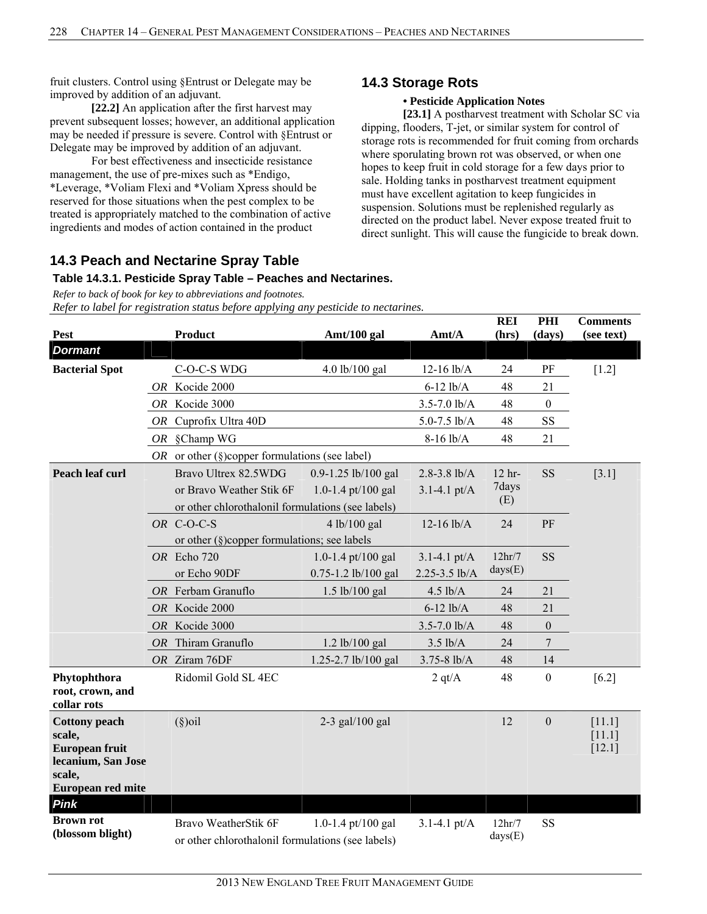fruit clusters. Control using §Entrust or Delegate may be improved by addition of an adjuvant.

**[22.2]** An application after the first harvest may prevent subsequent losses; however, an additional application may be needed if pressure is severe. Control with §Entrust or Delegate may be improved by addition of an adjuvant.

For best effectiveness and insecticide resistance management, the use of pre-mixes such as *Endigo, *Leverage, *Voliam Flexi and *Voliam Xpress should be reserved for those situations when the pest complex to be treated is appropriately matched to the combination of active ingredients and modes of action contained in the product

## 14.3 Storage Rots

**• Pesticide Application Notes**

**[23.1]** A postharvest treatment with Scholar SC via dipping, flooders, T-jet, or similar system for control of storage rots is recommended for fruit coming from orchards where sporulating brown rot was observed, or when one hopes to keep fruit in cold storage for a few days prior to sale. Holding tanks in postharvest treatment equipment must have excellent agitation to keep fungicides in suspension. Solutions must be replenished regularly as directed on the product label. Never expose treated fruit to direct sunlight. This will cause the fungicide to break down.

## 14.3 Peach and Nectarine Spray Table

### Table 14.3.1. Pesticide Spray Table – Peaches and Nectarines.

*Refer to back of book for key to abbreviations and footnotes.*
*Refer to label for registration status before applying any pesticide to nectarines.*

| Pest | | Product | Amt/100 gal | Amt/A | REI (hrs) | PHI (days) | Comments (see text) |
|---|---|---|---|---|---|---|---|
| ***Dormant*** | | | | | | | |
| **Bacterial Spot** | | C-O-C-S WDG | 4.0 lb/100 gal | 12-16 lb/A | 24 | PF | [1.2] |
| | *OR* | Kocide 2000 | | 6-12 lb/A | 48 | 21 | |
| | *OR* | Kocide 3000 | | 3.5-7.0 lb/A | 48 | 0 | |
| | *OR* | Cuprofix Ultra 40D | | 5.0-7.5 lb/A | 48 | SS | |
| | *OR* | §Champ WG | | 8-16 lb/A | 48 | 21 | |
| | *OR* | or other (§)copper formulations (see label) | | | | | |
| **Peach leaf curl** | | Bravo Ultrex 82.5WDG<br>or Bravo Weather Stik 6F<br>or other chlorothalonil formulations (see labels) | 0.9-1.25 lb/100 gal<br>1.0-1.4 pt/100 gal | 2.8-3.8 lb/A<br>3.1-4.1 pt/A | 12 hr-7days (E) | SS | [3.1] |
| | *OR* | C-O-C-S<br>or other (§)copper formulations; see labels | 4 lb/100 gal | 12-16 lb/A | 24 | PF | |
| | *OR* | Echo 720<br>or Echo 90DF | 1.0-1.4 pt/100 gal<br>0.75-1.2 lb/100 gal | 3.1-4.1 pt/A<br>2.25-3.5 lb/A | 12hr/7 days(E) | SS | |
| | *OR* | Ferbam Granuflo | 1.5 lb/100 gal | 4.5 lb/A | 24 | 21 | |
| | *OR* | Kocide 2000 | | 6-12 lb/A | 48 | 21 | |
| | *OR* | Kocide 3000 | | 3.5-7.0 lb/A | 48 | 0 | |
| | *OR* | Thiram Granuflo | 1.2 lb/100 gal | 3.5 lb/A | 24 | 7 | |
| | *OR* | Ziram 76DF | 1.25-2.7 lb/100 gal | 3.75-8 lb/A | 48 | 14 | |
| **Phytophthora root, crown, and collar rots** | | Ridomil Gold SL 4EC | | 2 qt/A | 48 | 0 | [6.2] |
| **Cottony peach scale, European fruit lecanium, San Jose scale, European red mite** | | (§)oil | 2-3 gal/100 gal | | 12 | 0 | [11.1]<br>[11.1]<br>[12.1] |
| ***Pink*** | | | | | | | |
| **Brown rot (blossom blight)** | | Bravo WeatherStik 6F<br>or other chlorothalonil formulations (see labels) | 1.0-1.4 pt/100 gal | 3.1-4.1 pt/A | 12hr/7 days(E) | SS | |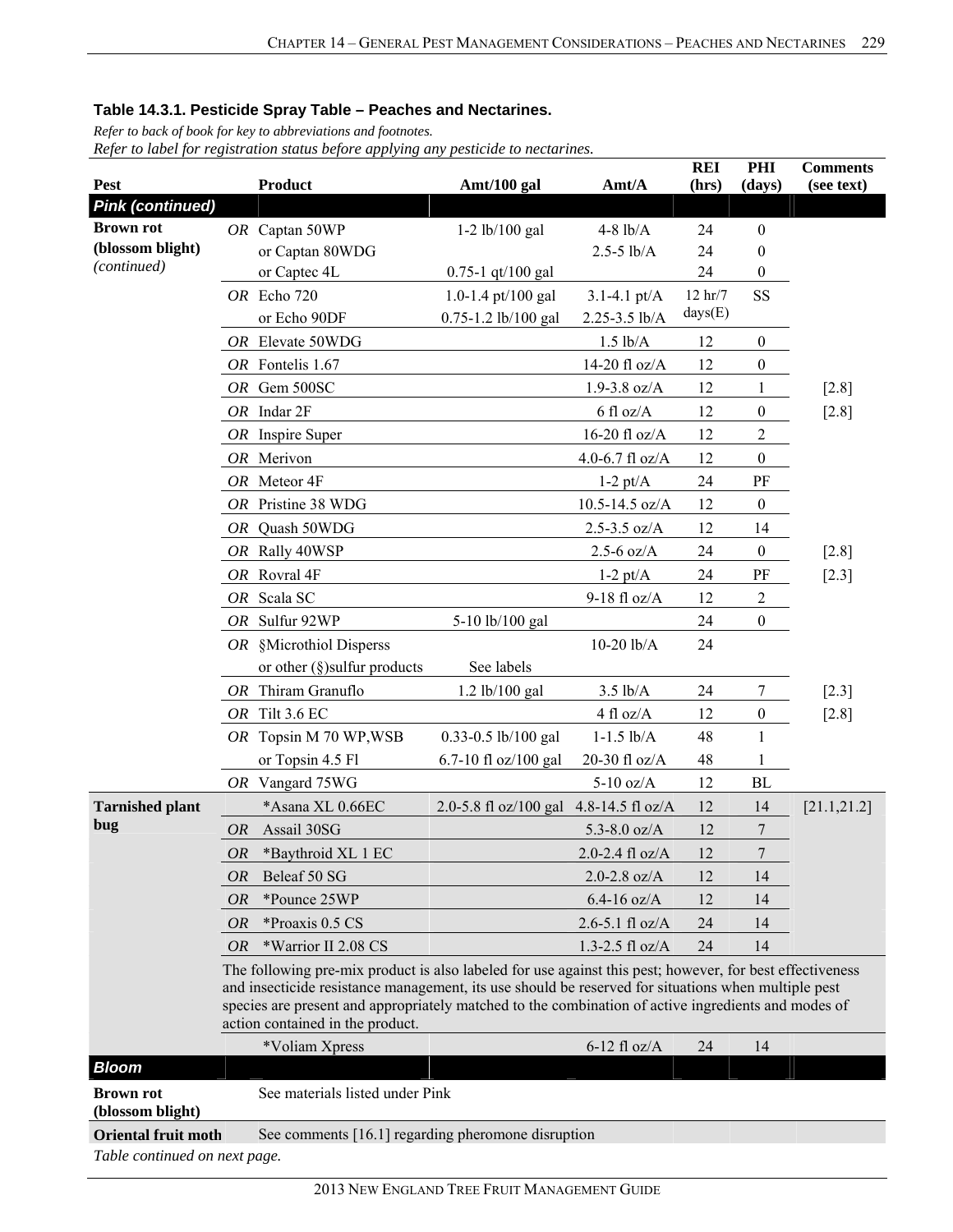**Table 14.3.1. Pesticide Spray Table – Peaches and Nectarines.**

*Refer to back of book for key to abbreviations and footnotes.*
*Refer to label for registration status before applying any pesticide to nectarines.*

| Pest | | Product | Amt/100 gal | Amt/A | REI (hrs) | PHI (days) | Comments (see text) |
|---|---|---|---|---|---|---|---|
| ***Pink (continued)*** | | | | | | | |
| **Brown rot (blossom blight)** *(continued)* | *OR* | Captan 50WP | 1-2 lb/100 gal | 4-8 lb/A | 24 | 0 | |
| | | or Captan 80WDG | | 2.5-5 lb/A | 24 | 0 | |
| | | or Captec 4L | 0.75-1 qt/100 gal | | 24 | 0 | |
| | *OR* | Echo 720 | 1.0-1.4 pt/100 gal | 3.1-4.1 pt/A | 12 hr/7 days(E) | SS | |
| | | or Echo 90DF | 0.75-1.2 lb/100 gal | 2.25-3.5 lb/A | | | |
| | *OR* | Elevate 50WDG | | 1.5 lb/A | 12 | 0 | |
| | *OR* | Fontelis 1.67 | | 14-20 fl oz/A | 12 | 0 | |
| | *OR* | Gem 500SC | | 1.9-3.8 oz/A | 12 | 1 | [2.8] |
| | *OR* | Indar 2F | | 6 fl oz/A | 12 | 0 | [2.8] |
| | *OR* | Inspire Super | | 16-20 fl oz/A | 12 | 2 | |
| | *OR* | Merivon | | 4.0-6.7 fl oz/A | 12 | 0 | |
| | *OR* | Meteor 4F | | 1-2 pt/A | 24 | PF | |
| | *OR* | Pristine 38 WDG | | 10.5-14.5 oz/A | 12 | 0 | |
| | *OR* | Quash 50WDG | | 2.5-3.5 oz/A | 12 | 14 | |
| | *OR* | Rally 40WSP | | 2.5-6 oz/A | 24 | 0 | [2.8] |
| | *OR* | Rovral 4F | | 1-2 pt/A | 24 | PF | [2.3] |
| | *OR* | Scala SC | | 9-18 fl oz/A | 12 | 2 | |
| | *OR* | Sulfur 92WP | 5-10 lb/100 gal | | 24 | 0 | |
| | *OR* | §Microthiol Disperss | | 10-20 lb/A | 24 | | |
| | | or other (§)sulfur products | See labels | | | | |
| | *OR* | Thiram Granuflo | 1.2 lb/100 gal | 3.5 lb/A | 24 | 7 | [2.3] |
| | *OR* | Tilt 3.6 EC | | 4 fl oz/A | 12 | 0 | [2.8] |
| | *OR* | Topsin M 70 WP,WSB | 0.33-0.5 lb/100 gal | 1-1.5 lb/A | 48 | 1 | |
| | | or Topsin 4.5 Fl | 6.7-10 fl oz/100 gal | 20-30 fl oz/A | 48 | 1 | |
| | *OR* | Vangard 75WG | | 5-10 oz/A | 12 | BL | |
| **Tarnished plant bug** | | *Asana XL 0.66EC | 2.0-5.8 fl oz/100 gal | 4.8-14.5 fl oz/A | 12 | 14 | [21.1,21.2] |
| | *OR* | Assail 30SG | | 5.3-8.0 oz/A | 12 | 7 | |
| | *OR* | *Baythroid XL 1 EC | | 2.0-2.4 fl oz/A | 12 | 7 | |
| | *OR* | Beleaf 50 SG | | 2.0-2.8 oz/A | 12 | 14 | |
| | *OR* | *Pounce 25WP | | 6.4-16 oz/A | 12 | 14 | |
| | *OR* | *Proaxis 0.5 CS | | 2.6-5.1 fl oz/A | 24 | 14 | |
| | *OR* | *Warrior II 2.08 CS | | 1.3-2.5 fl oz/A | 24 | 14 | |
| | | The following pre-mix product is also labeled for use against this pest; however, for best effectiveness and insecticide resistance management, its use should be reserved for situations when multiple pest species are present and appropriately matched to the combination of active ingredients and modes of action contained in the product. | | | | | |
| | | *Voliam Xpress | | 6-12 fl oz/A | 24 | 14 | |
| ***Bloom*** | | | | | | | |
| **Brown rot (blossom blight)** | | See materials listed under Pink | | | | | |
| **Oriental fruit moth** | | See comments [16.1] regarding pheromone disruption | | | | | |

*Table continued on next page.*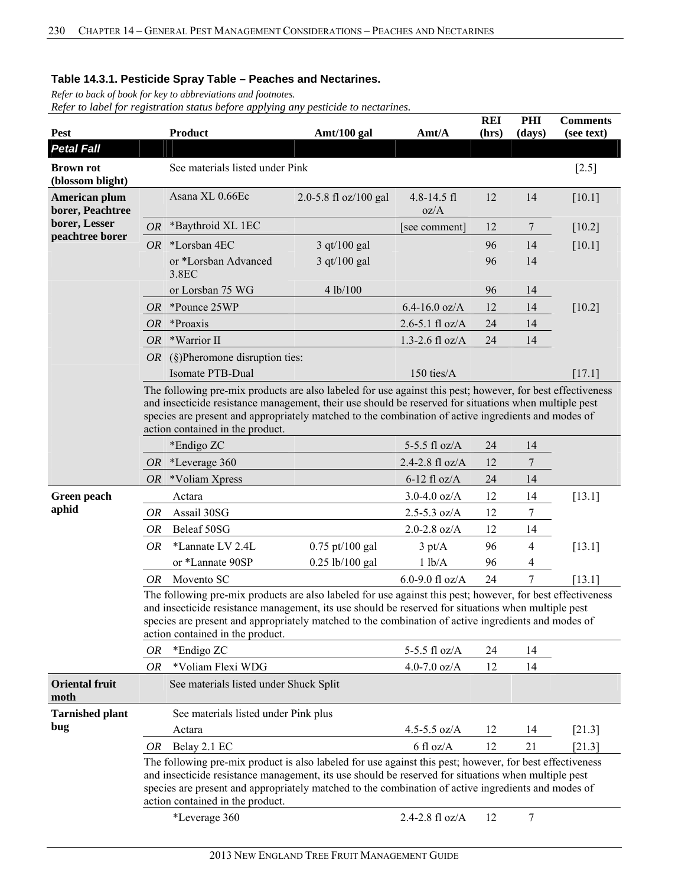**Table 14.3.1. Pesticide Spray Table – Peaches and Nectarines.**

*Refer to back of book for key to abbreviations and footnotes.*
*Refer to label for registration status before applying any pesticide to nectarines.*

| Pest | | Product | Amt/100 gal | Amt/A | REI (hrs) | PHI (days) | Comments (see text) |
|---|---|---|---|---|---|---|---|
| ***Petal Fall*** | | | | | | | |
| **Brown rot (blossom blight)** | | See materials listed under Pink | | | | | [2.5] |
| **American plum borer, Peachtree borer, Lesser peachtree borer** | | Asana XL 0.66Ec | 2.0-5.8 fl oz/100 gal | 4.8-14.5 fl oz/A | 12 | 14 | [10.1] |
| | *OR* | *Baythroid XL 1EC | | [see comment] | 12 | 7 | [10.2] |
| | *OR* | *Lorsban 4EC | 3 qt/100 gal | | 96 | 14 | [10.1] |
| | | or *Lorsban Advanced 3.8EC | 3 qt/100 gal | | 96 | 14 | |
| | | or Lorsban 75 WG | 4 lb/100 | | 96 | 14 | |
| | *OR* | *Pounce 25WP | | 6.4-16.0 oz/A | 12 | 14 | [10.2] |
| | *OR* | *Proaxis | | 2.6-5.1 fl oz/A | 24 | 14 | |
| | *OR* | *Warrior II | | 1.3-2.6 fl oz/A | 24 | 14 | |
| | *OR* | (§)Pheromone disruption ties: Isomate PTB-Dual | | 150 ties/A | | | [17.1] |
| | | The following pre-mix products are also labeled for use against this pest; however, for best effectiveness and insecticide resistance management, their use should be reserved for situations when multiple pest species are present and appropriately matched to the combination of active ingredients and modes of action contained in the product. | | | | | |
| | | *Endigo ZC | | 5-5.5 fl oz/A | 24 | 14 | |
| | *OR* | *Leverage 360 | | 2.4-2.8 fl oz/A | 12 | 7 | |
| | *OR* | *Voliam Xpress | | 6-12 fl oz/A | 24 | 14 | |
| **Green peach aphid** | | Actara | | 3.0-4.0 oz/A | 12 | 14 | [13.1] |
| | *OR* | Assail 30SG | | 2.5-5.3 oz/A | 12 | 7 | |
| | *OR* | Beleaf 50SG | | 2.0-2.8 oz/A | 12 | 14 | |
| | *OR* | *Lannate LV 2.4L | 0.75 pt/100 gal | 3 pt/A | 96 | 4 | [13.1] |
| | | or *Lannate 90SP | 0.25 lb/100 gal | 1 lb/A | 96 | 4 | |
| | *OR* | Movento SC | | 6.0-9.0 fl oz/A | 24 | 7 | [13.1] |
| | | The following pre-mix products are also labeled for use against this pest; however, for best effectiveness and insecticide resistance management, its use should be reserved for situations when multiple pest species are present and appropriately matched to the combination of active ingredients and modes of action contained in the product. | | | | | |
| | *OR* | *Endigo ZC | | 5-5.5 fl oz/A | 24 | 14 | |
| | *OR* | *Voliam Flexi WDG | | 4.0-7.0 oz/A | 12 | 14 | |
| **Oriental fruit moth** | | See materials listed under Shuck Split | | | | | |
| **Tarnished plant bug** | | See materials listed under Pink plus Actara | | 4.5-5.5 oz/A | 12 | 14 | [21.3] |
| | *OR* | Belay 2.1 EC | | 6 fl oz/A | 12 | 21 | [21.3] |
| | | The following pre-mix product is also labeled for use against this pest; however, for best effectiveness and insecticide resistance management, its use should be reserved for situations when multiple pest species are present and appropriately matched to the combination of active ingredients and modes of action contained in the product. | | | | | |
| | | *Leverage 360 | | 2.4-2.8 fl oz/A | 12 | 7 | |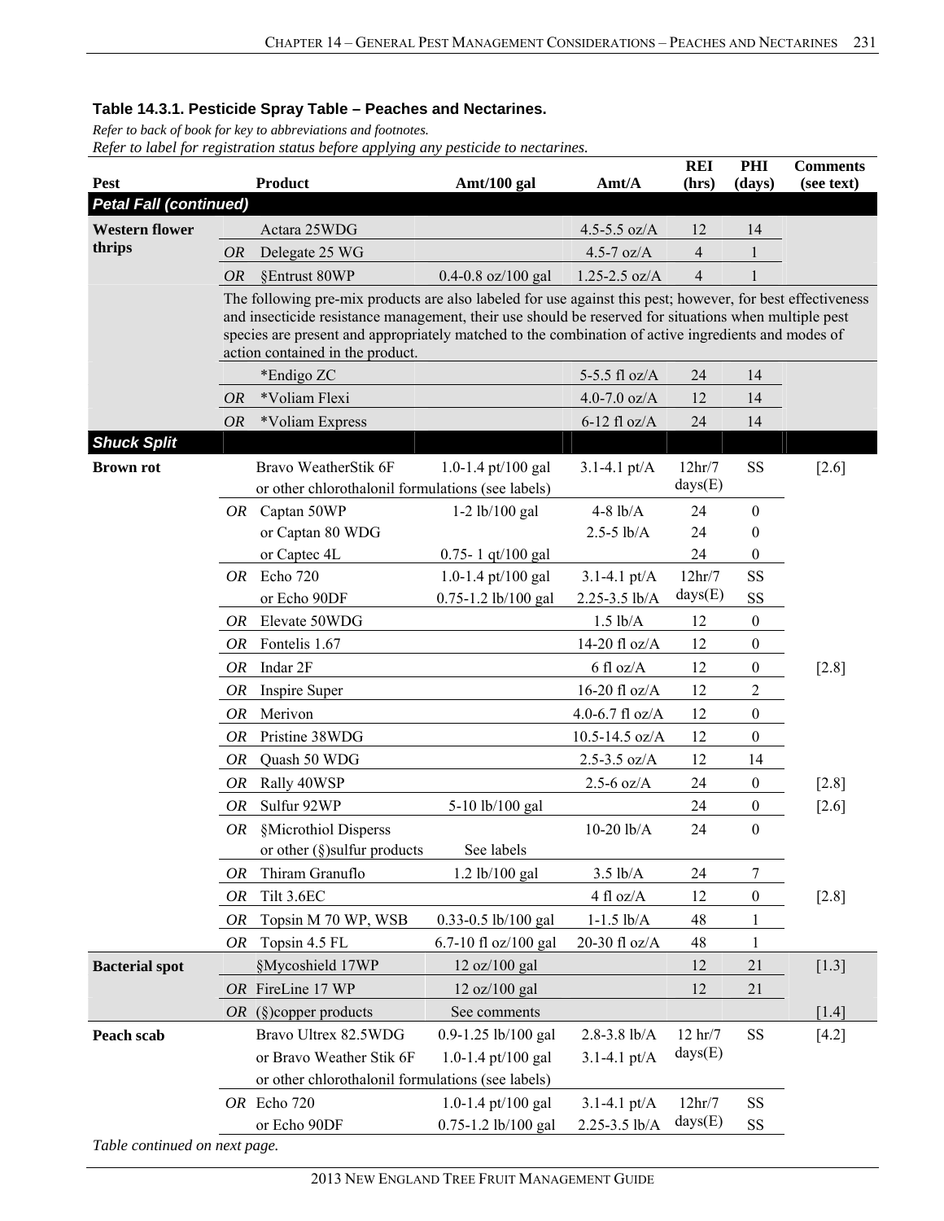**Table 14.3.1. Pesticide Spray Table – Peaches and Nectarines.**

*Refer to back of book for key to abbreviations and footnotes.*
*Refer to label for registration status before applying any pesticide to nectarines.*

| Pest | | Product | Amt/100 gal | Amt/A | REI (hrs) | PHI (days) | Comments (see text) |
|---|---|---|---|---|---|---|---|
| ***Petal Fall (continued)*** | | | | | | | |
| **Western flower thrips** | | Actara 25WDG | | 4.5-5.5 oz/A | 12 | 14 | |
| | *OR* | Delegate 25 WG | | 4.5-7 oz/A | 4 | 1 | |
| | *OR* | §Entrust 80WP | 0.4-0.8 oz/100 gal | 1.25-2.5 oz/A | 4 | 1 | |
| | | The following pre-mix products are also labeled for use against this pest; however, for best effectiveness and insecticide resistance management, their use should be reserved for situations when multiple pest species are present and appropriately matched to the combination of active ingredients and modes of action contained in the product. | | | | | |
| | | *Endigo ZC | | 5-5.5 fl oz/A | 24 | 14 | |
| | *OR* | *Voliam Flexi | | 4.0-7.0 oz/A | 12 | 14 | |
| | *OR* | *Voliam Express | | 6-12 fl oz/A | 24 | 14 | |
| ***Shuck Split*** | | | | | | | |
| **Brown rot** | | Bravo WeatherStik 6F or other chlorothalonil formulations (see labels) | 1.0-1.4 pt/100 gal | 3.1-4.1 pt/A | 12hr/7 days(E) | SS | [2.6] |
| | *OR* | Captan 50WP | 1-2 lb/100 gal | 4-8 lb/A | 24 | 0 | |
| | | or Captan 80 WDG | | 2.5-5 lb/A | 24 | 0 | |
| | | or Captec 4L | 0.75- 1 qt/100 gal | | 24 | 0 | |
| | *OR* | Echo 720 | 1.0-1.4 pt/100 gal | 3.1-4.1 pt/A | 12hr/7 days(E) | SS | |
| | | or Echo 90DF | 0.75-1.2 lb/100 gal | 2.25-3.5 lb/A | | SS | |
| | *OR* | Elevate 50WDG | | 1.5 lb/A | 12 | 0 | |
| | *OR* | Fontelis 1.67 | | 14-20 fl oz/A | 12 | 0 | |
| | *OR* | Indar 2F | | 6 fl oz/A | 12 | 0 | [2.8] |
| | *OR* | Inspire Super | | 16-20 fl oz/A | 12 | 2 | |
| | *OR* | Merivon | | 4.0-6.7 fl oz/A | 12 | 0 | |
| | *OR* | Pristine 38WDG | | 10.5-14.5 oz/A | 12 | 0 | |
| | *OR* | Quash 50 WDG | | 2.5-3.5 oz/A | 12 | 14 | |
| | *OR* | Rally 40WSP | | 2.5-6 oz/A | 24 | 0 | [2.8] |
| | *OR* | Sulfur 92WP | 5-10 lb/100 gal | | 24 | 0 | [2.6] |
| | *OR* | §Microthiol Disperss or other (§)sulfur products | See labels | 10-20 lb/A | 24 | 0 | |
| | *OR* | Thiram Granuflo | 1.2 lb/100 gal | 3.5 lb/A | 24 | 7 | |
| | *OR* | Tilt 3.6EC | | 4 fl oz/A | 12 | 0 | [2.8] |
| | *OR* | Topsin M 70 WP, WSB | 0.33-0.5 lb/100 gal | 1-1.5 lb/A | 48 | 1 | |
| | *OR* | Topsin 4.5 FL | 6.7-10 fl oz/100 gal | 20-30 fl oz/A | 48 | 1 | |
| **Bacterial spot** | | §Mycoshield 17WP | 12 oz/100 gal | | 12 | 21 | [1.3] |
| | *OR* | FireLine 17 WP | 12 oz/100 gal | | 12 | 21 | |
| | *OR* | (§)copper products | See comments | | | | [1.4] |
| **Peach scab** | | Bravo Ultrex 82.5WDG | 0.9-1.25 lb/100 gal | 2.8-3.8 lb/A | 12 hr/7 days(E) | SS | [4.2] |
| | | or Bravo Weather Stik 6F or other chlorothalonil formulations (see labels) | 1.0-1.4 pt/100 gal | 3.1-4.1 pt/A | | | |
| | *OR* | Echo 720 | 1.0-1.4 pt/100 gal | 3.1-4.1 pt/A | 12hr/7 days(E) | SS | |
| | | or Echo 90DF | 0.75-1.2 lb/100 gal | 2.25-3.5 lb/A | | SS | |

*Table continued on next page.*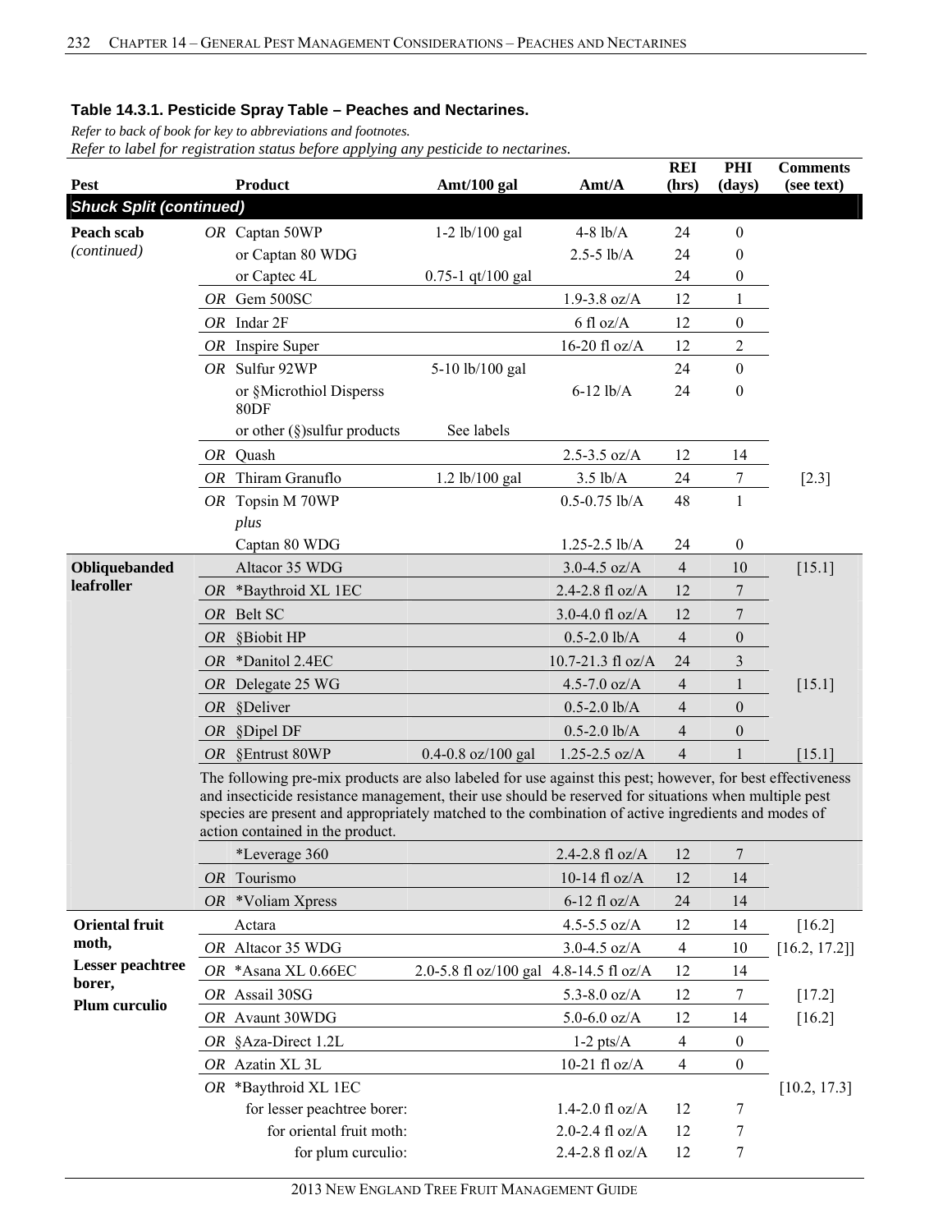**Table 14.3.1. Pesticide Spray Table – Peaches and Nectarines.**

*Refer to back of book for key to abbreviations and footnotes.*
*Refer to label for registration status before applying any pesticide to nectarines.*

| Pest | | Product | Amt/100 gal | Amt/A | REI (hrs) | PHI (days) | Comments (see text) |
|---|---|---|---|---|---|---|---|
| ***Shuck Split (continued)*** | | | | | | | |
| **Peach scab** *(continued)* | *OR* | Captan 50WP | 1-2 lb/100 gal | 4-8 lb/A | 24 | 0 | |
| | | or Captan 80 WDG | | 2.5-5 lb/A | 24 | 0 | |
| | | or Captec 4L | 0.75-1 qt/100 gal | | 24 | 0 | |
| | *OR* | Gem 500SC | | 1.9-3.8 oz/A | 12 | 1 | |
| | *OR* | Indar 2F | | 6 fl oz/A | 12 | 0 | |
| | *OR* | Inspire Super | | 16-20 fl oz/A | 12 | 2 | |
| | *OR* | Sulfur 92WP | 5-10 lb/100 gal | | 24 | 0 | |
| | | or §Microthiol Disperss 80DF | | 6-12 lb/A | 24 | 0 | |
| | | or other (§)sulfur products | See labels | | | | |
| | *OR* | Quash | | 2.5-3.5 oz/A | 12 | 14 | |
| | *OR* | Thiram Granuflo | 1.2 lb/100 gal | 3.5 lb/A | 24 | 7 | [2.3] |
| | *OR* | Topsin M 70WP *plus* | | 0.5-0.75 lb/A | 48 | 1 | |
| | | Captan 80 WDG | | 1.25-2.5 lb/A | 24 | 0 | |
| **Obliquebanded leafroller** | | Altacor 35 WDG | | 3.0-4.5 oz/A | 4 | 10 | [15.1] |
| | *OR* | *Baythroid XL 1EC | | 2.4-2.8 fl oz/A | 12 | 7 | |
| | *OR* | Belt SC | | 3.0-4.0 fl oz/A | 12 | 7 | |
| | *OR* | §Biobit HP | | 0.5-2.0 lb/A | 4 | 0 | |
| | *OR* | *Danitol 2.4EC | | 10.7-21.3 fl oz/A | 24 | 3 | |
| | *OR* | Delegate 25 WG | | 4.5-7.0 oz/A | 4 | 1 | [15.1] |
| | *OR* | §Deliver | | 0.5-2.0 lb/A | 4 | 0 | |
| | *OR* | §Dipel DF | | 0.5-2.0 lb/A | 4 | 0 | |
| | *OR* | §Entrust 80WP | 0.4-0.8 oz/100 gal | 1.25-2.5 oz/A | 4 | 1 | [15.1] |
| | | The following pre-mix products are also labeled for use against this pest; however, for best effectiveness and insecticide resistance management, their use should be reserved for situations when multiple pest species are present and appropriately matched to the combination of active ingredients and modes of action contained in the product. | | | | | |
| | | *Leverage 360 | | 2.4-2.8 fl oz/A | 12 | 7 | |
| | *OR* | Tourismo | | 10-14 fl oz/A | 12 | 14 | |
| | *OR* | *Voliam Xpress | | 6-12 fl oz/A | 24 | 14 | |
| **Oriental fruit moth, Lesser peachtree borer, Plum curculio** | | Actara | | 4.5-5.5 oz/A | 12 | 14 | [16.2] |
| | *OR* | Altacor 35 WDG | | 3.0-4.5 oz/A | 4 | 10 | [16.2, 17.2]] |
| | *OR* | *Asana XL 0.66EC | 2.0-5.8 fl oz/100 gal | 4.8-14.5 fl oz/A | 12 | 14 | |
| | *OR* | Assail 30SG | | 5.3-8.0 oz/A | 12 | 7 | [17.2] |
| | *OR* | Avaunt 30WDG | | 5.0-6.0 oz/A | 12 | 14 | [16.2] |
| | *OR* | §Aza-Direct 1.2L | | 1-2 pts/A | 4 | 0 | |
| | *OR* | Azatin XL 3L | | 10-21 fl oz/A | 4 | 0 | |
| | *OR* | *Baythroid XL 1EC | | | | | [10.2, 17.3] |
| | | for lesser peachtree borer: | | 1.4-2.0 fl oz/A | 12 | 7 | |
| | | for oriental fruit moth: | | 2.0-2.4 fl oz/A | 12 | 7 | |
| | | for plum curculio: | | 2.4-2.8 fl oz/A | 12 | 7 | |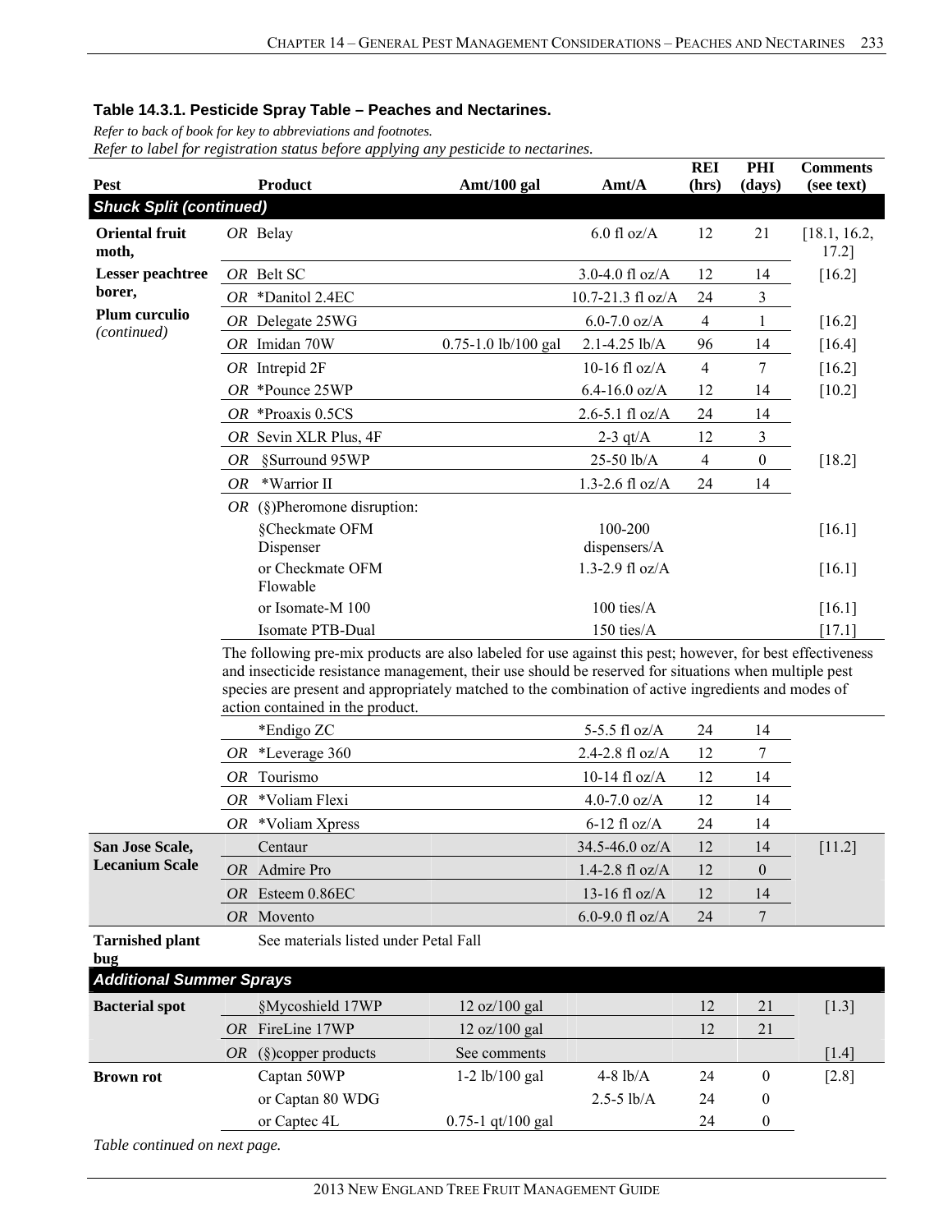**Table 14.3.1. Pesticide Spray Table – Peaches and Nectarines.**

*Refer to back of book for key to abbreviations and footnotes.*
*Refer to label for registration status before applying any pesticide to nectarines.*

| Pest | | Product | Amt/100 gal | Amt/A | REI (hrs) | PHI (days) | Comments (see text) |
|---|---|---|---|---|---|---|---|
| ***Shuck Split (continued)*** | | | | | | | |
| **Oriental fruit moth, Lesser peachtree borer, Plum curculio** *(continued)* | *OR* | Belay | | 6.0 fl oz/A | 12 | 21 | [18.1, 16.2, 17.2] |
| | *OR* | Belt SC | | 3.0-4.0 fl oz/A | 12 | 14 | [16.2] |
| | *OR* | *Danitol 2.4EC | | 10.7-21.3 fl oz/A | 24 | 3 | |
| | *OR* | Delegate 25WG | | 6.0-7.0 oz/A | 4 | 1 | [16.2] |
| | *OR* | Imidan 70W | 0.75-1.0 lb/100 gal | 2.1-4.25 lb/A | 96 | 14 | [16.4] |
| | *OR* | Intrepid 2F | | 10-16 fl oz/A | 4 | 7 | [16.2] |
| | *OR* | *Pounce 25WP | | 6.4-16.0 oz/A | 12 | 14 | [10.2] |
| | *OR* | *Proaxis 0.5CS | | 2.6-5.1 fl oz/A | 24 | 14 | |
| | *OR* | Sevin XLR Plus, 4F | | 2-3 qt/A | 12 | 3 | |
| | *OR* | §Surround 95WP | | 25-50 lb/A | 4 | 0 | [18.2] |
| | *OR* | *Warrior II | | 1.3-2.6 fl oz/A | 24 | 14 | |
| | *OR* | (§)Pheromone disruption: | | | | | |
| | | §Checkmate OFM Dispenser | | 100-200 dispensers/A | | | [16.1] |
| | | or Checkmate OFM Flowable | | 1.3-2.9 fl oz/A | | | [16.1] |
| | | or Isomate-M 100 | | 100 ties/A | | | [16.1] |
| | | Isomate PTB-Dual | | 150 ties/A | | | [17.1] |
| | | The following pre-mix products are also labeled for use against this pest; however, for best effectiveness and insecticide resistance management, their use should be reserved for situations when multiple pest species are present and appropriately matched to the combination of active ingredients and modes of action contained in the product. | | | | | |
| | | *Endigo ZC | | 5-5.5 fl oz/A | 24 | 14 | |
| | *OR* | *Leverage 360 | | 2.4-2.8 fl oz/A | 12 | 7 | |
| | *OR* | Tourismo | | 10-14 fl oz/A | 12 | 14 | |
| | *OR* | *Voliam Flexi | | 4.0-7.0 oz/A | 12 | 14 | |
| | *OR* | *Voliam Xpress | | 6-12 fl oz/A | 24 | 14 | |
| **San Jose Scale, Lecanium Scale** | | Centaur | | 34.5-46.0 oz/A | 12 | 14 | [11.2] |
| | *OR* | Admire Pro | | 1.4-2.8 fl oz/A | 12 | 0 | |
| | *OR* | Esteem 0.86EC | | 13-16 fl oz/A | 12 | 14 | |
| | *OR* | Movento | | 6.0-9.0 fl oz/A | 24 | 7 | |
| **Tarnished plant bug** | | See materials listed under Petal Fall | | | | | |
| ***Additional Summer Sprays*** | | | | | | | |
| **Bacterial spot** | | §Mycoshield 17WP | 12 oz/100 gal | | 12 | 21 | [1.3] |
| | *OR* | FireLine 17WP | 12 oz/100 gal | | 12 | 21 | |
| | *OR* | (§)copper products | See comments | | | | [1.4] |
| **Brown rot** | | Captan 50WP | 1-2 lb/100 gal | 4-8 lb/A | 24 | 0 | [2.8] |
| | | or Captan 80 WDG | | 2.5-5 lb/A | 24 | 0 | |
| | | or Captec 4L | 0.75-1 qt/100 gal | | 24 | 0 | |

*Table continued on next page.*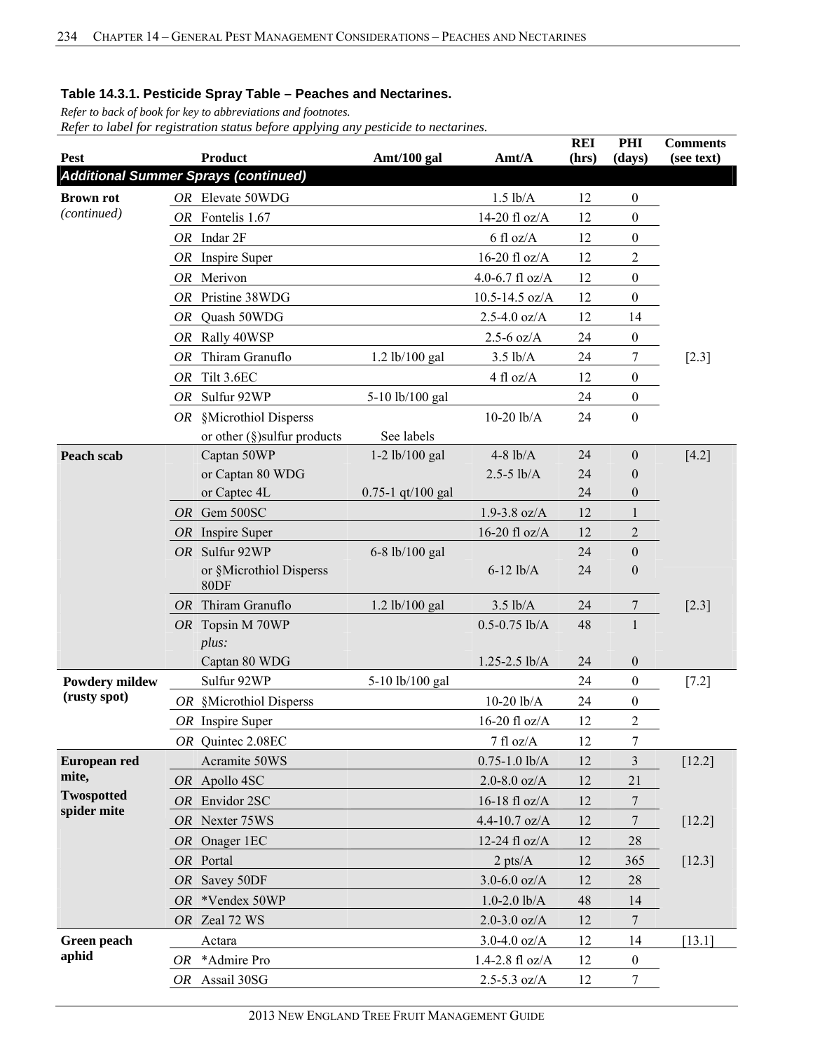### Table 14.3.1. Pesticide Spray Table – Peaches and Nectarines.

*Refer to back of book for key to abbreviations and footnotes.*
*Refer to label for registration status before applying any pesticide to nectarines.*

| Pest | | Product | Amt/100 gal | Amt/A | REI (hrs) | PHI (days) | Comments (see text) |
|---|---|---|---|---|---|---|---|
| ***Additional Summer Sprays (continued)*** | | | | | | | |
| **Brown rot** *(continued)* | *OR* | Elevate 50WDG | | 1.5 lb/A | 12 | 0 | |
| | *OR* | Fontelis 1.67 | | 14-20 fl oz/A | 12 | 0 | |
| | *OR* | Indar 2F | | 6 fl oz/A | 12 | 0 | |
| | *OR* | Inspire Super | | 16-20 fl oz/A | 12 | 2 | |
| | *OR* | Merivon | | 4.0-6.7 fl oz/A | 12 | 0 | |
| | *OR* | Pristine 38WDG | | 10.5-14.5 oz/A | 12 | 0 | |
| | *OR* | Quash 50WDG | | 2.5-4.0 oz/A | 12 | 14 | |
| | *OR* | Rally 40WSP | | 2.5-6 oz/A | 24 | 0 | |
| | *OR* | Thiram Granuflo | 1.2 lb/100 gal | 3.5 lb/A | 24 | 7 | [2.3] |
| | *OR* | Tilt 3.6EC | | 4 fl oz/A | 12 | 0 | |
| | *OR* | Sulfur 92WP | 5-10 lb/100 gal | | 24 | 0 | |
| | *OR* | §Microthiol Disperss | | 10-20 lb/A | 24 | 0 | |
| | | or other (§)sulfur products | See labels | | | | |
| **Peach scab** | | Captan 50WP | 1-2 lb/100 gal | 4-8 lb/A | 24 | 0 | [4.2] |
| | | or Captan 80 WDG | | 2.5-5 lb/A | 24 | 0 | |
| | | or Captec 4L | 0.75-1 qt/100 gal | | 24 | 0 | |
| | *OR* | Gem 500SC | | 1.9-3.8 oz/A | 12 | 1 | |
| | *OR* | Inspire Super | | 16-20 fl oz/A | 12 | 2 | |
| | *OR* | Sulfur 92WP | 6-8 lb/100 gal | | 24 | 0 | |
| | | or §Microthiol Disperss 80DF | | 6-12 lb/A | 24 | 0 | |
| | *OR* | Thiram Granuflo | 1.2 lb/100 gal | 3.5 lb/A | 24 | 7 | [2.3] |
| | *OR* | Topsin M 70WP | | 0.5-0.75 lb/A | 48 | 1 | |
| | | *plus:* | | | | | |
| | | Captan 80 WDG | | 1.25-2.5 lb/A | 24 | 0 | |
| **Powdery mildew (rusty spot)** | | Sulfur 92WP | 5-10 lb/100 gal | | 24 | 0 | [7.2] |
| | *OR* | §Microthiol Disperss | | 10-20 lb/A | 24 | 0 | |
| | *OR* | Inspire Super | | 16-20 fl oz/A | 12 | 2 | |
| | *OR* | Quintec 2.08EC | | 7 fl oz/A | 12 | 7 | |
| **European red mite, Twospotted spider mite** | | Acramite 50WS | | 0.75-1.0 lb/A | 12 | 3 | [12.2] |
| | *OR* | Apollo 4SC | | 2.0-8.0 oz/A | 12 | 21 | |
| | *OR* | Envidor 2SC | | 16-18 fl oz/A | 12 | 7 | |
| | *OR* | Nexter 75WS | | 4.4-10.7 oz/A | 12 | 7 | [12.2] |
| | *OR* | Onager 1EC | | 12-24 fl oz/A | 12 | 28 | |
| | *OR* | Portal | | 2 pts/A | 12 | 365 | [12.3] |
| | *OR* | Savey 50DF | | 3.0-6.0 oz/A | 12 | 28 | |
| | *OR* | *Vendex 50WP | | 1.0-2.0 lb/A | 48 | 14 | |
| | *OR* | Zeal 72 WS | | 2.0-3.0 oz/A | 12 | 7 | |
| **Green peach aphid** | | Actara | | 3.0-4.0 oz/A | 12 | 14 | [13.1] |
| | *OR* | *Admire Pro | | 1.4-2.8 fl oz/A | 12 | 0 | |
| | *OR* | Assail 30SG | | 2.5-5.3 oz/A | 12 | 7 | |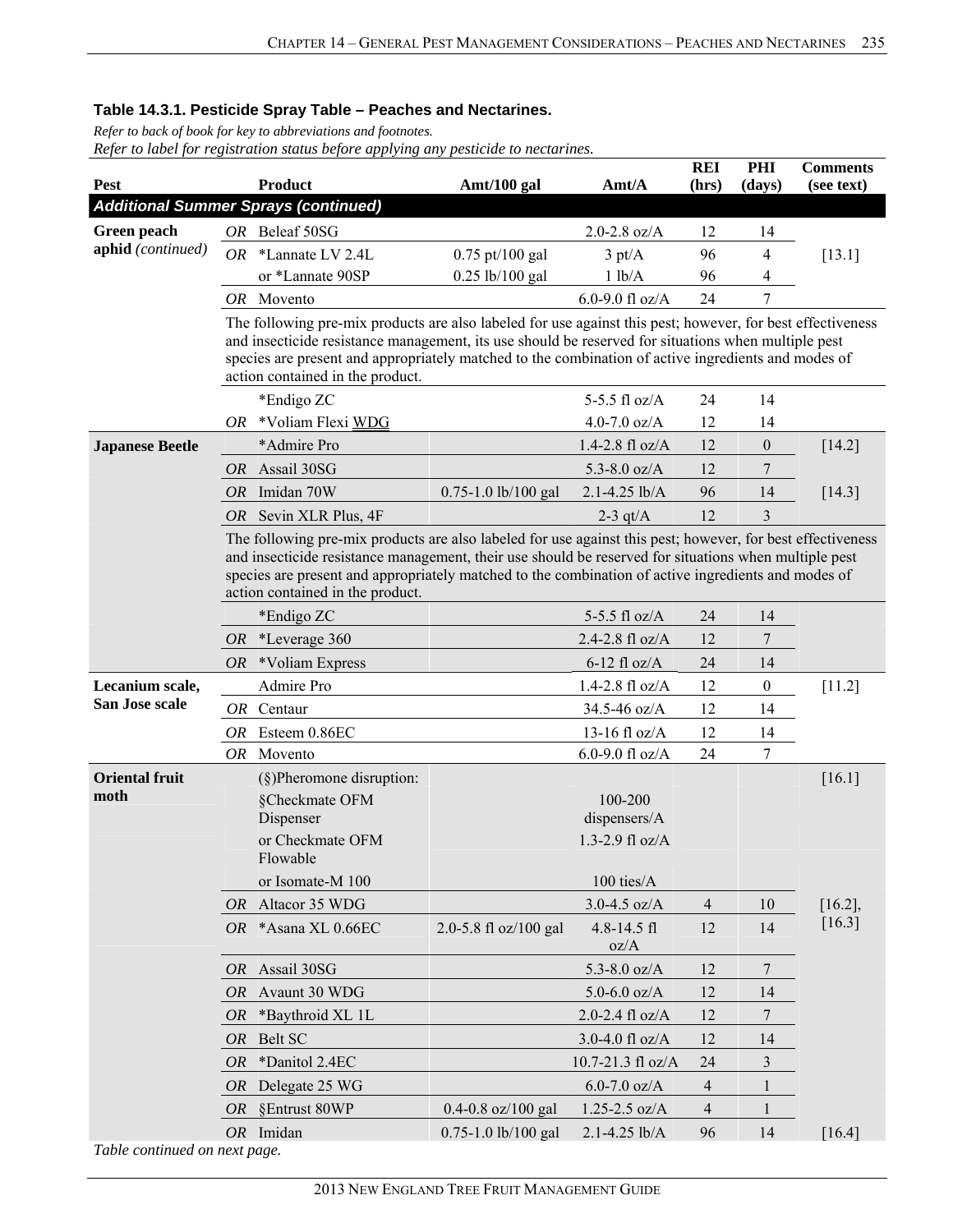### Table 14.3.1. Pesticide Spray Table – Peaches and Nectarines.

*Refer to back of book for key to abbreviations and footnotes.*
*Refer to label for registration status before applying any pesticide to nectarines.*

| Pest | | Product | Amt/100 gal | Amt/A | REI (hrs) | PHI (days) | Comments (see text) |
|---|---|---|---|---|---|---|---|
| ***Additional Summer Sprays (continued)*** | | | | | | | |
| **Green peach aphid** *(continued)* | *OR* | Beleaf 50SG | | 2.0-2.8 oz/A | 12 | 14 | |
| | *OR* | *Lannate LV 2.4L | 0.75 pt/100 gal | 3 pt/A | 96 | 4 | [13.1] |
| | | or *Lannate 90SP | 0.25 lb/100 gal | 1 lb/A | 96 | 4 | |
| | *OR* | Movento | | 6.0-9.0 fl oz/A | 24 | 7 | |
| | | The following pre-mix products are also labeled for use against this pest; however, for best effectiveness and insecticide resistance management, its use should be reserved for situations when multiple pest species are present and appropriately matched to the combination of active ingredients and modes of action contained in the product. | | | | | |
| | | *Endigo ZC | | 5-5.5 fl oz/A | 24 | 14 | |
| | *OR* | *Voliam Flexi WDG | | 4.0-7.0 oz/A | 12 | 14 | |
| **Japanese Beetle** | | *Admire Pro | | 1.4-2.8 fl oz/A | 12 | 0 | [14.2] |
| | *OR* | Assail 30SG | | 5.3-8.0 oz/A | 12 | 7 | |
| | *OR* | Imidan 70W | 0.75-1.0 lb/100 gal | 2.1-4.25 lb/A | 96 | 14 | [14.3] |
| | *OR* | Sevin XLR Plus, 4F | | 2-3 qt/A | 12 | 3 | |
| | | The following pre-mix products are also labeled for use against this pest; however, for best effectiveness and insecticide resistance management, their use should be reserved for situations when multiple pest species are present and appropriately matched to the combination of active ingredients and modes of action contained in the product. | | | | | |
| | | *Endigo ZC | | 5-5.5 fl oz/A | 24 | 14 | |
| | *OR* | *Leverage 360 | | 2.4-2.8 fl oz/A | 12 | 7 | |
| | *OR* | *Voliam Express | | 6-12 fl oz/A | 24 | 14 | |
| **Lecanium scale, San Jose scale** | | Admire Pro | | 1.4-2.8 fl oz/A | 12 | 0 | [11.2] |
| | *OR* | Centaur | | 34.5-46 oz/A | 12 | 14 | |
| | *OR* | Esteem 0.86EC | | 13-16 fl oz/A | 12 | 14 | |
| | *OR* | Movento | | 6.0-9.0 fl oz/A | 24 | 7 | |
| **Oriental fruit moth** | | (§)Pheromone disruption: | | | | | [16.1] |
| | | §Checkmate OFM Dispenser | | 100-200 dispensers/A | | | |
| | | or Checkmate OFM Flowable | | 1.3-2.9 fl oz/A | | | |
| | | or Isomate-M 100 | | 100 ties/A | | | |
| | *OR* | Altacor 35 WDG | | 3.0-4.5 oz/A | 4 | 10 | [16.2], [16.3] |
| | *OR* | *Asana XL 0.66EC | 2.0-5.8 fl oz/100 gal | 4.8-14.5 fl oz/A | 12 | 14 | |
| | *OR* | Assail 30SG | | 5.3-8.0 oz/A | 12 | 7 | |
| | *OR* | Avaunt 30 WDG | | 5.0-6.0 oz/A | 12 | 14 | |
| | *OR* | *Baythroid XL 1L | | 2.0-2.4 fl oz/A | 12 | 7 | |
| | *OR* | Belt SC | | 3.0-4.0 fl oz/A | 12 | 14 | |
| | *OR* | *Danitol 2.4EC | | 10.7-21.3 fl oz/A | 24 | 3 | |
| | *OR* | Delegate 25 WG | | 6.0-7.0 oz/A | 4 | 1 | |
| | *OR* | §Entrust 80WP | 0.4-0.8 oz/100 gal | 1.25-2.5 oz/A | 4 | 1 | |
| | *OR* | Imidan | 0.75-1.0 lb/100 gal | 2.1-4.25 lb/A | 96 | 14 | [16.4] |

*Table continued on next page.*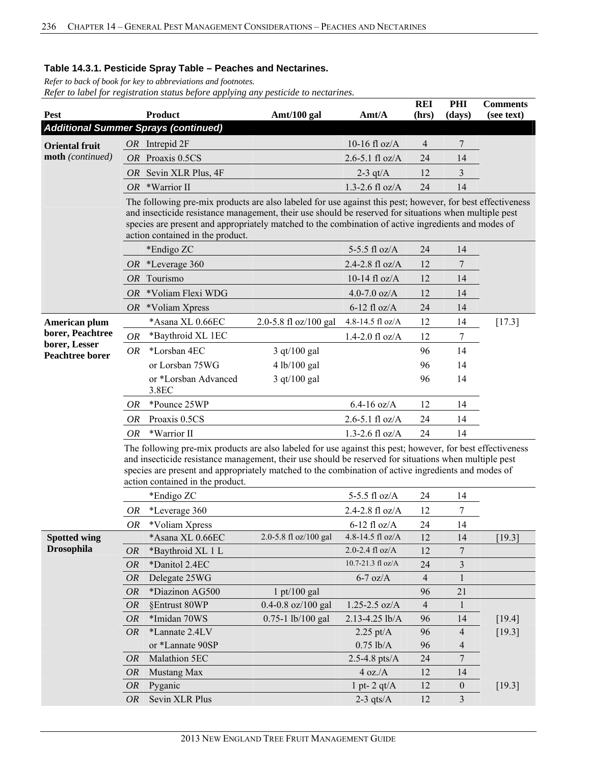**Table 14.3.1. Pesticide Spray Table – Peaches and Nectarines.**

*Refer to back of book for key to abbreviations and footnotes.*
*Refer to label for registration status before applying any pesticide to nectarines.*

| Pest | | Product | Amt/100 gal | Amt/A | REI (hrs) | PHI (days) | Comments (see text) |
|---|---|---|---|---|---|---|---|
| ***Additional Summer Sprays (continued)*** | | | | | | | |
| **Oriental fruit moth** *(continued)* | *OR* | Intrepid 2F | | 10-16 fl oz/A | 4 | 7 | |
| | *OR* | Proaxis 0.5CS | | 2.6-5.1 fl oz/A | 24 | 14 | |
| | *OR* | Sevin XLR Plus, 4F | | 2-3 qt/A | 12 | 3 | |
| | *OR* | *Warrior II | | 1.3-2.6 fl oz/A | 24 | 14 | |
| | | The following pre-mix products are also labeled for use against this pest; however, for best effectiveness and insecticide resistance management, their use should be reserved for situations when multiple pest species are present and appropriately matched to the combination of active ingredients and modes of action contained in the product. | | | | | |
| | | *Endigo ZC | | 5-5.5 fl oz/A | 24 | 14 | |
| | *OR* | *Leverage 360 | | 2.4-2.8 fl oz/A | 12 | 7 | |
| | *OR* | Tourismo | | 10-14 fl oz/A | 12 | 14 | |
| | *OR* | *Voliam Flexi WDG | | 4.0-7.0 oz/A | 12 | 14 | |
| | *OR* | *Voliam Xpress | | 6-12 fl oz/A | 24 | 14 | |
| **American plum borer, Peachtree borer, Lesser Peachtree borer** | | *Asana XL 0.66EC | 2.0-5.8 fl oz/100 gal | 4.8-14.5 fl oz/A | 12 | 14 | [17.3] |
| | *OR* | *Baythroid XL 1EC | | 1.4-2.0 fl oz/A | 12 | 7 | |
| | *OR* | *Lorsban 4EC | 3 qt/100 gal | | 96 | 14 | |
| | | or Lorsban 75WG | 4 lb/100 gal | | 96 | 14 | |
| | | or *Lorsban Advanced 3.8EC | 3 qt/100 gal | | 96 | 14 | |
| | *OR* | *Pounce 25WP | | 6.4-16 oz/A | 12 | 14 | |
| | *OR* | Proaxis 0.5CS | | 2.6-5.1 fl oz/A | 24 | 14 | |
| | *OR* | *Warrior II | | 1.3-2.6 fl oz/A | 24 | 14 | |
| | | The following pre-mix products are also labeled for use against this pest; however, for best effectiveness and insecticide resistance management, their use should be reserved for situations when multiple pest species are present and appropriately matched to the combination of active ingredients and modes of action contained in the product. | | | | | |
| | | *Endigo ZC | | 5-5.5 fl oz/A | 24 | 14 | |
| | *OR* | *Leverage 360 | | 2.4-2.8 fl oz/A | 12 | 7 | |
| | *OR* | *Voliam Xpress | | 6-12 fl oz/A | 24 | 14 | |
| **Spotted wing Drosophila** | | *Asana XL 0.66EC | 2.0-5.8 fl oz/100 gal | 4.8-14.5 fl oz/A | 12 | 14 | [19.3] |
| | *OR* | *Baythroid XL 1 L | | 2.0-2.4 fl oz/A | 12 | 7 | |
| | *OR* | *Danitol 2.4EC | | 10.7-21.3 fl oz/A | 24 | 3 | |
| | *OR* | Delegate 25WG | | 6-7 oz/A | 4 | 1 | |
| | *OR* | *Diazinon AG500 | 1 pt/100 gal | | 96 | 21 | |
| | *OR* | §Entrust 80WP | 0.4-0.8 oz/100 gal | 1.25-2.5 oz/A | 4 | 1 | |
| | *OR* | *Imidan 70WS | 0.75-1 lb/100 gal | 2.13-4.25 lb/A | 96 | 14 | [19.4] |
| | *OR* | *Lannate 2.4LV | | 2.25 pt/A | 96 | 4 | [19.3] |
| | | or *Lannate 90SP | | 0.75 lb/A | 96 | 4 | |
| | *OR* | Malathion 5EC | | 2.5-4.8 pts/A | 24 | 7 | |
| | *OR* | Mustang Max | | 4 oz./A | 12 | 14 | |
| | *OR* | Pyganic | | 1 pt- 2 qt/A | 12 | 0 | [19.3] |
| | *OR* | Sevin XLR Plus | | 2-3 qts/A | 12 | 3 | |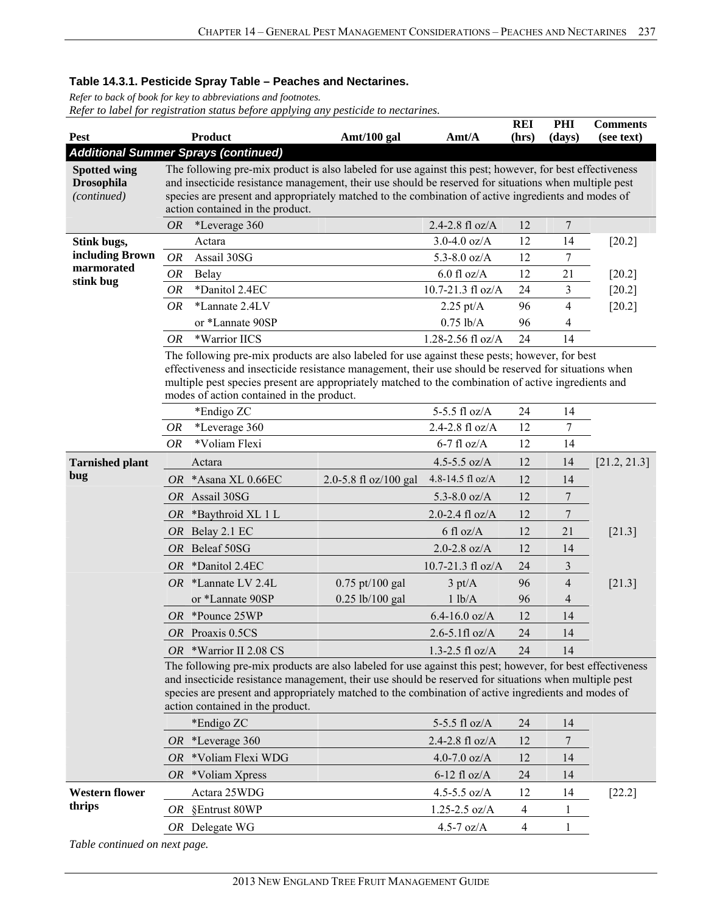### Table 14.3.1. Pesticide Spray Table – Peaches and Nectarines.

*Refer to back of book for key to abbreviations and footnotes.*
*Refer to label for registration status before applying any pesticide to nectarines.*

| Pest | | Product | Amt/100 gal | Amt/A | REI (hrs) | PHI (days) | Comments (see text) |
|---|---|---|---|---|---|---|---|
| ***Additional Summer Sprays (continued)*** | | | | | | | |
| **Spotted wing Drosophila** *(continued)* | | The following pre-mix product is also labeled for use against this pest; however, for best effectiveness and insecticide resistance management, their use should be reserved for situations when multiple pest species are present and appropriately matched to the combination of active ingredients and modes of action contained in the product. | | | | | |
| | *OR* | *Leverage 360 | | 2.4-2.8 fl oz/A | 12 | 7 | |
| **Stink bugs, including Brown marmorated stink bug** | | Actara | | 3.0-4.0 oz/A | 12 | 14 | [20.2] |
| | *OR* | Assail 30SG | | 5.3-8.0 oz/A | 12 | 7 | |
| | *OR* | Belay | | 6.0 fl oz/A | 12 | 21 | [20.2] |
| | *OR* | *Danitol 2.4EC | | 10.7-21.3 fl oz/A | 24 | 3 | [20.2] |
| | *OR* | *Lannate 2.4LV | | 2.25 pt/A | 96 | 4 | [20.2] |
| | | or *Lannate 90SP | | 0.75 lb/A | 96 | 4 | |
| | *OR* | *Warrior IICS | | 1.28-2.56 fl oz/A | 24 | 14 | |
| | | The following pre-mix products are also labeled for use against these pests; however, for best effectiveness and insecticide resistance management, their use should be reserved for situations when multiple pest species present are appropriately matched to the combination of active ingredients and modes of action contained in the product. | | | | | |
| | | *Endigo ZC | | 5-5.5 fl oz/A | 24 | 14 | |
| | *OR* | *Leverage 360 | | 2.4-2.8 fl oz/A | 12 | 7 | |
| | *OR* | *Voliam Flexi | | 6-7 fl oz/A | 12 | 14 | |
| **Tarnished plant bug** | | Actara | | 4.5-5.5 oz/A | 12 | 14 | [21.2, 21.3] |
| | *OR* | *Asana XL 0.66EC | 2.0-5.8 fl oz/100 gal | 4.8-14.5 fl oz/A | 12 | 14 | |
| | *OR* | Assail 30SG | | 5.3-8.0 oz/A | 12 | 7 | |
| | *OR* | *Baythroid XL 1 L | | 2.0-2.4 fl oz/A | 12 | 7 | |
| | *OR* | Belay 2.1 EC | | 6 fl oz/A | 12 | 21 | [21.3] |
| | *OR* | Beleaf 50SG | | 2.0-2.8 oz/A | 12 | 14 | |
| | *OR* | *Danitol 2.4EC | | 10.7-21.3 fl oz/A | 24 | 3 | |
| | *OR* | *Lannate LV 2.4L | 0.75 pt/100 gal | 3 pt/A | 96 | 4 | [21.3] |
| | | or *Lannate 90SP | 0.25 lb/100 gal | 1 lb/A | 96 | 4 | |
| | *OR* | *Pounce 25WP | | 6.4-16.0 oz/A | 12 | 14 | |
| | *OR* | Proaxis 0.5CS | | 2.6-5.1fl oz/A | 24 | 14 | |
| | *OR* | *Warrior II 2.08 CS | | 1.3-2.5 fl oz/A | 24 | 14 | |
| | | The following pre-mix products are also labeled for use against this pest; however, for best effectiveness and insecticide resistance management, their use should be reserved for situations when multiple pest species are present and appropriately matched to the combination of active ingredients and modes of action contained in the product. | | | | | |
| | | *Endigo ZC | | 5-5.5 fl oz/A | 24 | 14 | |
| | *OR* | *Leverage 360 | | 2.4-2.8 fl oz/A | 12 | 7 | |
| | *OR* | *Voliam Flexi WDG | | 4.0-7.0 oz/A | 12 | 14 | |
| | *OR* | *Voliam Xpress | | 6-12 fl oz/A | 24 | 14 | |
| **Western flower thrips** | | Actara 25WDG | | 4.5-5.5 oz/A | 12 | 14 | [22.2] |
| | *OR* | §Entrust 80WP | | 1.25-2.5 oz/A | 4 | 1 | |
| | *OR* | Delegate WG | | 4.5-7 oz/A | 4 | 1 | |

*Table continued on next page.*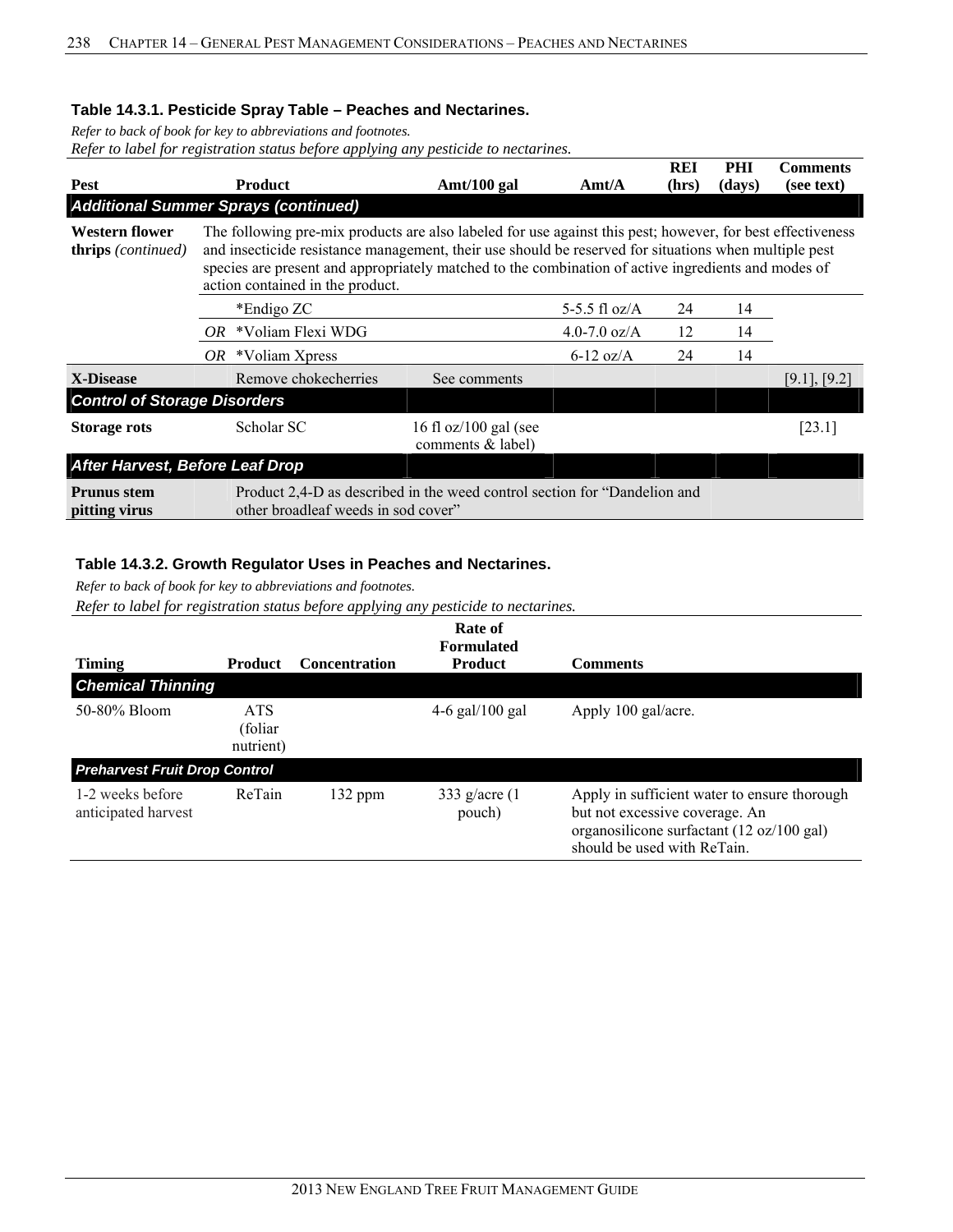**Table 14.3.1. Pesticide Spray Table – Peaches and Nectarines.**

*Refer to back of book for key to abbreviations and footnotes.*
*Refer to label for registration status before applying any pesticide to nectarines.*

| Pest | | Product | Amt/100 gal | Amt/A | REI (hrs) | PHI (days) | Comments (see text) |
|---|---|---|---|---|---|---|---|
| ***Additional Summer Sprays (continued)*** | | | | | | | |
| **Western flower thrips** *(continued)* | | The following pre-mix products are also labeled for use against this pest; however, for best effectiveness and insecticide resistance management, their use should be reserved for situations when multiple pest species are present and appropriately matched to the combination of active ingredients and modes of action contained in the product. | | | | | |
| | | *Endigo ZC | | 5-5.5 fl oz/A | 24 | 14 | |
| | *OR* | *Voliam Flexi WDG | | 4.0-7.0 oz/A | 12 | 14 | |
| | *OR* | *Voliam Xpress | | 6-12 oz/A | 24 | 14 | |
| **X-Disease** | | Remove chokecherries | See comments | | | | [9.1], [9.2] |
| ***Control of Storage Disorders*** | | | | | | | |
| **Storage rots** | | Scholar SC | 16 fl oz/100 gal (see comments & label) | | | | [23.1] |
| ***After Harvest, Before Leaf Drop*** | | | | | | | |
| **Prunus stem pitting virus** | | Product 2,4-D as described in the weed control section for "Dandelion and other broadleaf weeds in sod cover" | | | | | |

**Table 14.3.2. Growth Regulator Uses in Peaches and Nectarines.**

*Refer to back of book for key to abbreviations and footnotes.*
*Refer to label for registration status before applying any pesticide to nectarines.*

| Timing | Product | Concentration | Rate of Formulated Product | Comments |
|---|---|---|---|---|
| ***Chemical Thinning*** | | | | |
| 50-80% Bloom | ATS (foliar nutrient) | | 4-6 gal/100 gal | Apply 100 gal/acre. |
| ***Preharvest Fruit Drop Control*** | | | | |
| 1-2 weeks before anticipated harvest | ReTain | 132 ppm | 333 g/acre (1 pouch) | Apply in sufficient water to ensure thorough but not excessive coverage. An organosilicone surfactant (12 oz/100 gal) should be used with ReTain. |